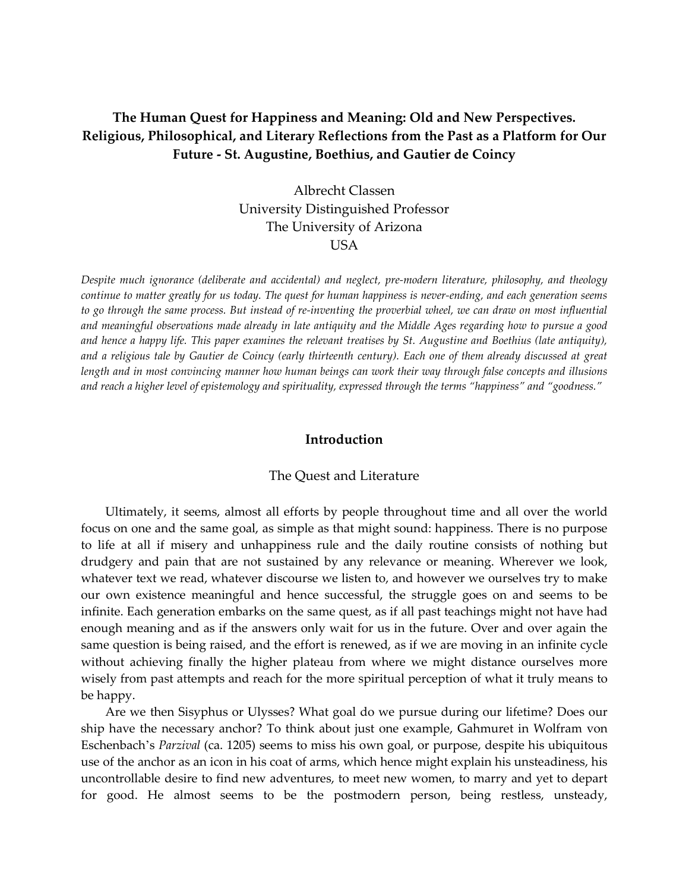# The Human Quest for Happiness and Meaning: Old and New Perspectives. Religious, Philosophical, and Literary Reflections from the Past as a Platform for Our Future - St. Augustine, Boethius, and Gautier de Coincy

Albrecht Classen
University Distinguished Professor
The University of Arizona
USA

*Despite much ignorance (deliberate and accidental) and neglect, pre-modern literature, philosophy, and theology continue to matter greatly for us today. The quest for human happiness is never-ending, and each generation seems to go through the same process. But instead of re-inventing the proverbial wheel, we can draw on most influential and meaningful observations made already in late antiquity and the Middle Ages regarding how to pursue a good and hence a happy life. This paper examines the relevant treatises by St. Augustine and Boethius (late antiquity), and a religious tale by Gautier de Coincy (early thirteenth century). Each one of them already discussed at great length and in most convincing manner how human beings can work their way through false concepts and illusions and reach a higher level of epistemology and spirituality, expressed through the terms "happiness" and "goodness."*

## Introduction

### The Quest and Literature

Ultimately, it seems, almost all efforts by people throughout time and all over the world focus on one and the same goal, as simple as that might sound: happiness. There is no purpose to life at all if misery and unhappiness rule and the daily routine consists of nothing but drudgery and pain that are not sustained by any relevance or meaning. Wherever we look, whatever text we read, whatever discourse we listen to, and however we ourselves try to make our own existence meaningful and hence successful, the struggle goes on and seems to be infinite. Each generation embarks on the same quest, as if all past teachings might not have had enough meaning and as if the answers only wait for us in the future. Over and over again the same question is being raised, and the effort is renewed, as if we are moving in an infinite cycle without achieving finally the higher plateau from where we might distance ourselves more wisely from past attempts and reach for the more spiritual perception of what it truly means to be happy.

Are we then Sisyphus or Ulysses? What goal do we pursue during our lifetime? Does our ship have the necessary anchor? To think about just one example, Gahmuret in Wolfram von Eschenbach's *Parzival* (ca. 1205) seems to miss his own goal, or purpose, despite his ubiquitous use of the anchor as an icon in his coat of arms, which hence might explain his unsteadiness, his uncontrollable desire to find new adventures, to meet new women, to marry and yet to depart for good. He almost seems to be the postmodern person, being restless, unsteady,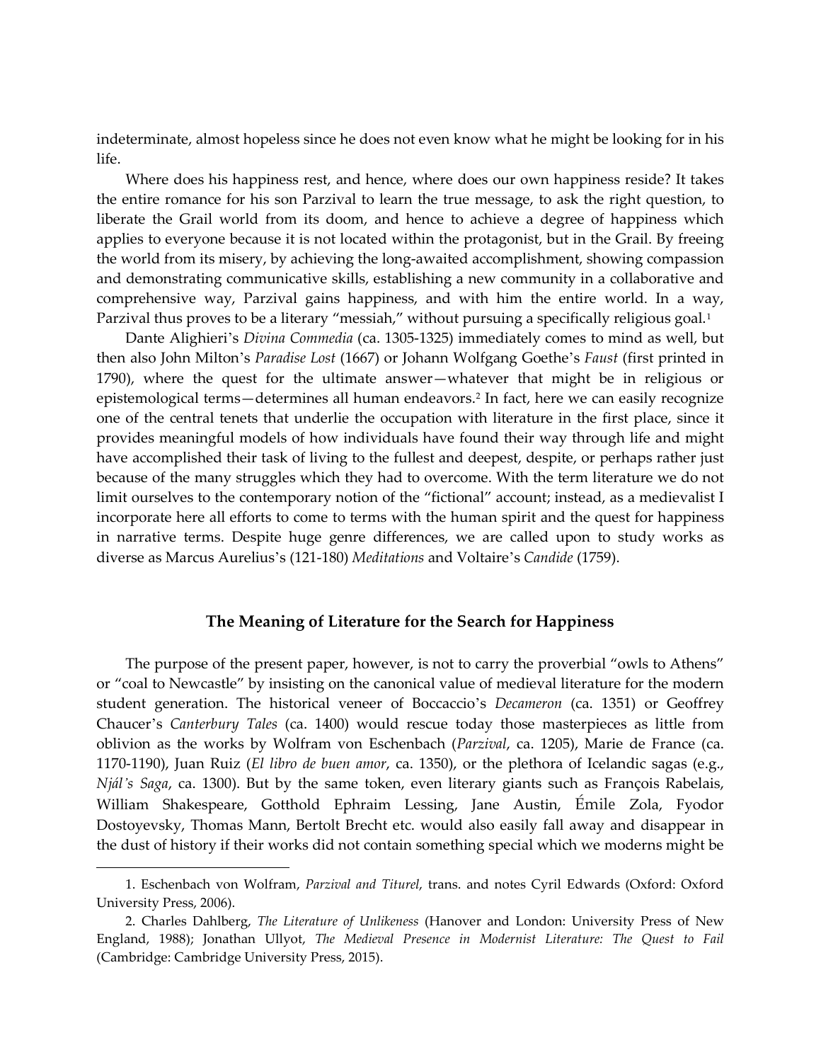indeterminate, almost hopeless since he does not even know what he might be looking for in his life.

Where does his happiness rest, and hence, where does our own happiness reside? It takes the entire romance for his son Parzival to learn the true message, to ask the right question, to liberate the Grail world from its doom, and hence to achieve a degree of happiness which applies to everyone because it is not located within the protagonist, but in the Grail. By freeing the world from its misery, by achieving the long-awaited accomplishment, showing compassion and demonstrating communicative skills, establishing a new community in a collaborative and comprehensive way, Parzival gains happiness, and with him the entire world. In a way, Parzival thus proves to be a literary "messiah," without pursuing a specifically religious goal.[1]

Dante Alighieri's *Divina Commedia* (ca. 1305-1325) immediately comes to mind as well, but then also John Milton's *Paradise Lost* (1667) or Johann Wolfgang Goethe's *Faust* (first printed in 1790), where the quest for the ultimate answer—whatever that might be in religious or epistemological terms—determines all human endeavors.[2] In fact, here we can easily recognize one of the central tenets that underlie the occupation with literature in the first place, since it provides meaningful models of how individuals have found their way through life and might have accomplished their task of living to the fullest and deepest, despite, or perhaps rather just because of the many struggles which they had to overcome. With the term literature we do not limit ourselves to the contemporary notion of the "fictional" account; instead, as a medievalist I incorporate here all efforts to come to terms with the human spirit and the quest for happiness in narrative terms. Despite huge genre differences, we are called upon to study works as diverse as Marcus Aurelius's (121-180) *Meditations* and Voltaire's *Candide* (1759).

## The Meaning of Literature for the Search for Happiness

The purpose of the present paper, however, is not to carry the proverbial "owls to Athens" or "coal to Newcastle" by insisting on the canonical value of medieval literature for the modern student generation. The historical veneer of Boccaccio's *Decameron* (ca. 1351) or Geoffrey Chaucer's *Canterbury Tales* (ca. 1400) would rescue today those masterpieces as little from oblivion as the works by Wolfram von Eschenbach (*Parzival*, ca. 1205), Marie de France (ca. 1170-1190), Juan Ruiz (*El libro de buen amor*, ca. 1350), or the plethora of Icelandic sagas (e.g., *Njál's Saga*, ca. 1300). But by the same token, even literary giants such as François Rabelais, William Shakespeare, Gotthold Ephraim Lessing, Jane Austin, Émile Zola, Fyodor Dostoyevsky, Thomas Mann, Bertolt Brecht etc. would also easily fall away and disappear in the dust of history if their works did not contain something special which we moderns might be

---

1. Eschenbach von Wolfram, *Parzival and Titurel*, trans. and notes Cyril Edwards (Oxford: Oxford University Press, 2006).

2. Charles Dahlberg, *The Literature of Unlikeness* (Hanover and London: University Press of New England, 1988); Jonathan Ullyot, *The Medieval Presence in Modernist Literature: The Quest to Fail* (Cambridge: Cambridge University Press, 2015).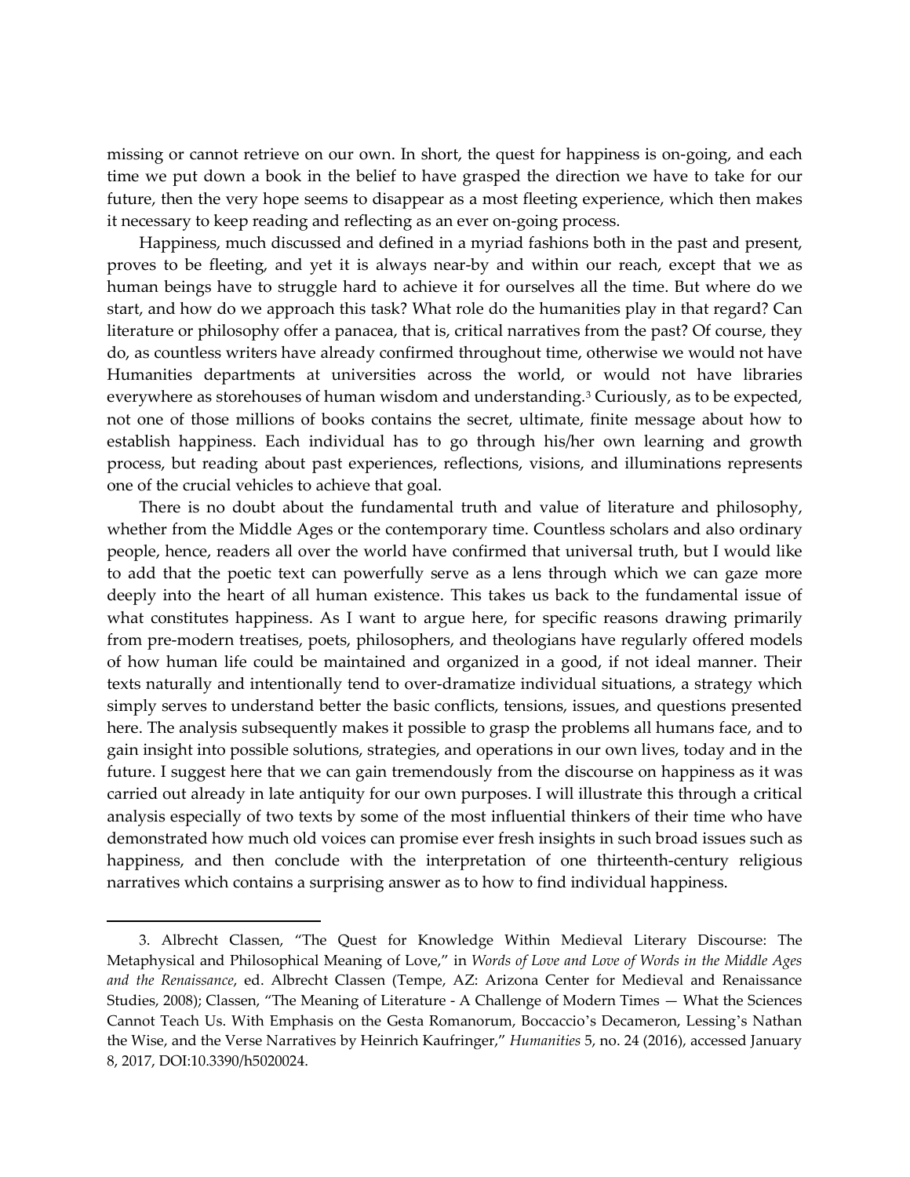missing or cannot retrieve on our own. In short, the quest for happiness is on-going, and each time we put down a book in the belief to have grasped the direction we have to take for our future, then the very hope seems to disappear as a most fleeting experience, which then makes it necessary to keep reading and reflecting as an ever on-going process.

Happiness, much discussed and defined in a myriad fashions both in the past and present, proves to be fleeting, and yet it is always near-by and within our reach, except that we as human beings have to struggle hard to achieve it for ourselves all the time. But where do we start, and how do we approach this task? What role do the humanities play in that regard? Can literature or philosophy offer a panacea, that is, critical narratives from the past? Of course, they do, as countless writers have already confirmed throughout time, otherwise we would not have Humanities departments at universities across the world, or would not have libraries everywhere as storehouses of human wisdom and understanding.[3] Curiously, as to be expected, not one of those millions of books contains the secret, ultimate, finite message about how to establish happiness. Each individual has to go through his/her own learning and growth process, but reading about past experiences, reflections, visions, and illuminations represents one of the crucial vehicles to achieve that goal.

There is no doubt about the fundamental truth and value of literature and philosophy, whether from the Middle Ages or the contemporary time. Countless scholars and also ordinary people, hence, readers all over the world have confirmed that universal truth, but I would like to add that the poetic text can powerfully serve as a lens through which we can gaze more deeply into the heart of all human existence. This takes us back to the fundamental issue of what constitutes happiness. As I want to argue here, for specific reasons drawing primarily from pre-modern treatises, poets, philosophers, and theologians have regularly offered models of how human life could be maintained and organized in a good, if not ideal manner. Their texts naturally and intentionally tend to over-dramatize individual situations, a strategy which simply serves to understand better the basic conflicts, tensions, issues, and questions presented here. The analysis subsequently makes it possible to grasp the problems all humans face, and to gain insight into possible solutions, strategies, and operations in our own lives, today and in the future. I suggest here that we can gain tremendously from the discourse on happiness as it was carried out already in late antiquity for our own purposes. I will illustrate this through a critical analysis especially of two texts by some of the most influential thinkers of their time who have demonstrated how much old voices can promise ever fresh insights in such broad issues such as happiness, and then conclude with the interpretation of one thirteenth-century religious narratives which contains a surprising answer as to how to find individual happiness.

---

3. Albrecht Classen, "The Quest for Knowledge Within Medieval Literary Discourse: The Metaphysical and Philosophical Meaning of Love," in *Words of Love and Love of Words in the Middle Ages and the Renaissance*, ed. Albrecht Classen (Tempe, AZ: Arizona Center for Medieval and Renaissance Studies, 2008); Classen, "The Meaning of Literature - A Challenge of Modern Times — What the Sciences Cannot Teach Us. With Emphasis on the Gesta Romanorum, Boccaccio's Decameron, Lessing's Nathan the Wise, and the Verse Narratives by Heinrich Kaufringer," *Humanities* 5, no. 24 (2016), accessed January 8, 2017, DOI:10.3390/h5020024.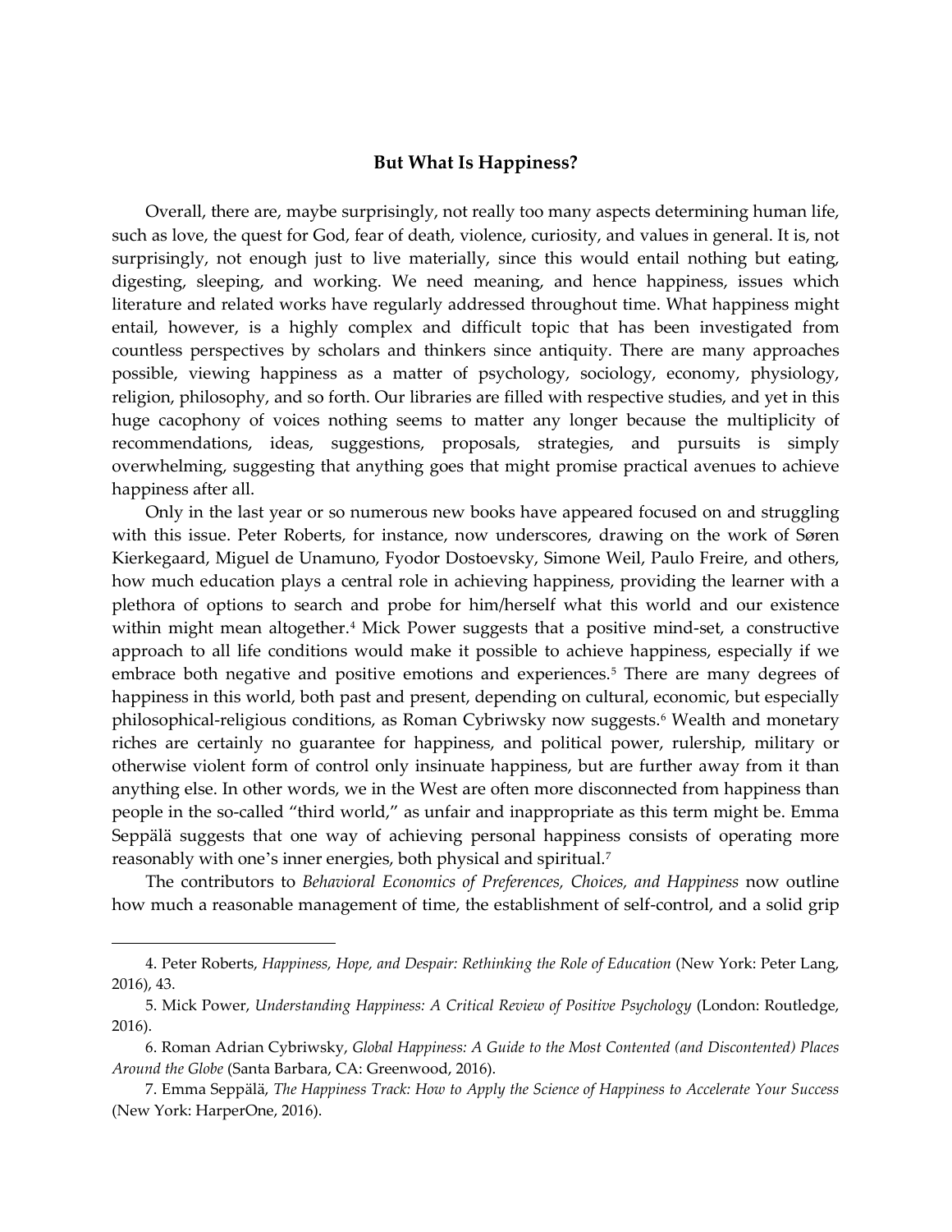## But What Is Happiness?

Overall, there are, maybe surprisingly, not really too many aspects determining human life, such as love, the quest for God, fear of death, violence, curiosity, and values in general. It is, not surprisingly, not enough just to live materially, since this would entail nothing but eating, digesting, sleeping, and working. We need meaning, and hence happiness, issues which literature and related works have regularly addressed throughout time. What happiness might entail, however, is a highly complex and difficult topic that has been investigated from countless perspectives by scholars and thinkers since antiquity. There are many approaches possible, viewing happiness as a matter of psychology, sociology, economy, physiology, religion, philosophy, and so forth. Our libraries are filled with respective studies, and yet in this huge cacophony of voices nothing seems to matter any longer because the multiplicity of recommendations, ideas, suggestions, proposals, strategies, and pursuits is simply overwhelming, suggesting that anything goes that might promise practical avenues to achieve happiness after all.

Only in the last year or so numerous new books have appeared focused on and struggling with this issue. Peter Roberts, for instance, now underscores, drawing on the work of Søren Kierkegaard, Miguel de Unamuno, Fyodor Dostoevsky, Simone Weil, Paulo Freire, and others, how much education plays a central role in achieving happiness, providing the learner with a plethora of options to search and probe for him/herself what this world and our existence within might mean altogether.[4] Mick Power suggests that a positive mind-set, a constructive approach to all life conditions would make it possible to achieve happiness, especially if we embrace both negative and positive emotions and experiences.[5] There are many degrees of happiness in this world, both past and present, depending on cultural, economic, but especially philosophical-religious conditions, as Roman Cybriwsky now suggests.[6] Wealth and monetary riches are certainly no guarantee for happiness, and political power, rulership, military or otherwise violent form of control only insinuate happiness, but are further away from it than anything else. In other words, we in the West are often more disconnected from happiness than people in the so-called "third world," as unfair and inappropriate as this term might be. Emma Seppälä suggests that one way of achieving personal happiness consists of operating more reasonably with one's inner energies, both physical and spiritual.[7]

The contributors to *Behavioral Economics of Preferences, Choices, and Happiness* now outline how much a reasonable management of time, the establishment of self-control, and a solid grip

---

4. Peter Roberts, *Happiness, Hope, and Despair: Rethinking the Role of Education* (New York: Peter Lang, 2016), 43.

5. Mick Power, *Understanding Happiness: A Critical Review of Positive Psychology* (London: Routledge, 2016).

6. Roman Adrian Cybriwsky, *Global Happiness: A Guide to the Most Contented (and Discontented) Places Around the Globe* (Santa Barbara, CA: Greenwood, 2016).

7. Emma Seppälä, *The Happiness Track: How to Apply the Science of Happiness to Accelerate Your Success* (New York: HarperOne, 2016).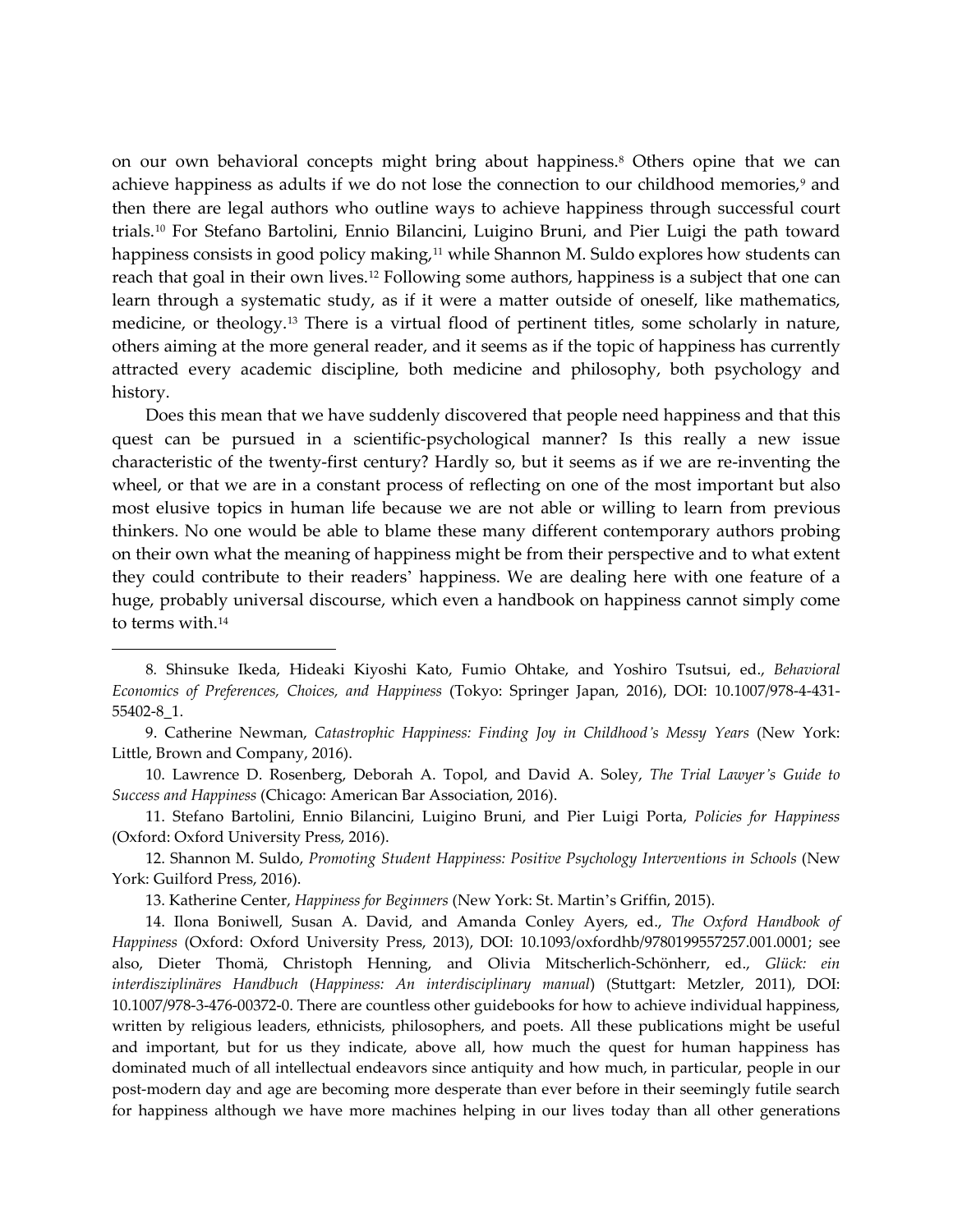on our own behavioral concepts might bring about happiness.[8] Others opine that we can achieve happiness as adults if we do not lose the connection to our childhood memories,[9] and then there are legal authors who outline ways to achieve happiness through successful court trials.[10] For Stefano Bartolini, Ennio Bilancini, Luigino Bruni, and Pier Luigi the path toward happiness consists in good policy making,[11] while Shannon M. Suldo explores how students can reach that goal in their own lives.[12] Following some authors, happiness is a subject that one can learn through a systematic study, as if it were a matter outside of oneself, like mathematics, medicine, or theology.[13] There is a virtual flood of pertinent titles, some scholarly in nature, others aiming at the more general reader, and it seems as if the topic of happiness has currently attracted every academic discipline, both medicine and philosophy, both psychology and history.

Does this mean that we have suddenly discovered that people need happiness and that this quest can be pursued in a scientific-psychological manner? Is this really a new issue characteristic of the twenty-first century? Hardly so, but it seems as if we are re-inventing the wheel, or that we are in a constant process of reflecting on one of the most important but also most elusive topics in human life because we are not able or willing to learn from previous thinkers. No one would be able to blame these many different contemporary authors probing on their own what the meaning of happiness might be from their perspective and to what extent they could contribute to their readers' happiness. We are dealing here with one feature of a huge, probably universal discourse, which even a handbook on happiness cannot simply come to terms with.[14]

---

8. Shinsuke Ikeda, Hideaki Kiyoshi Kato, Fumio Ohtake, and Yoshiro Tsutsui, ed., *Behavioral Economics of Preferences, Choices, and Happiness* (Tokyo: Springer Japan, 2016), DOI: 10.1007/978-4-431-55402-8_1.

9. Catherine Newman, *Catastrophic Happiness: Finding Joy in Childhood's Messy Years* (New York: Little, Brown and Company, 2016).

10. Lawrence D. Rosenberg, Deborah A. Topol, and David A. Soley, *The Trial Lawyer's Guide to Success and Happiness* (Chicago: American Bar Association, 2016).

11. Stefano Bartolini, Ennio Bilancini, Luigino Bruni, and Pier Luigi Porta, *Policies for Happiness* (Oxford: Oxford University Press, 2016).

12. Shannon M. Suldo, *Promoting Student Happiness: Positive Psychology Interventions in Schools* (New York: Guilford Press, 2016).

13. Katherine Center, *Happiness for Beginners* (New York: St. Martin's Griffin, 2015).

14. Ilona Boniwell, Susan A. David, and Amanda Conley Ayers, ed., *The Oxford Handbook of Happiness* (Oxford: Oxford University Press, 2013), DOI: 10.1093/oxfordhb/9780199557257.001.0001; see also, Dieter Thomä, Christoph Henning, and Olivia Mitscherlich-Schönherr, ed., *Glück: ein interdisziplinäres Handbuch* (*Happiness: An interdisciplinary manual*) (Stuttgart: Metzler, 2011), DOI: 10.1007/978-3-476-00372-0. There are countless other guidebooks for how to achieve individual happiness, written by religious leaders, ethnicists, philosophers, and poets. All these publications might be useful and important, but for us they indicate, above all, how much the quest for human happiness has dominated much of all intellectual endeavors since antiquity and how much, in particular, people in our post-modern day and age are becoming more desperate than ever before in their seemingly futile search for happiness although we have more machines helping in our lives today than all other generations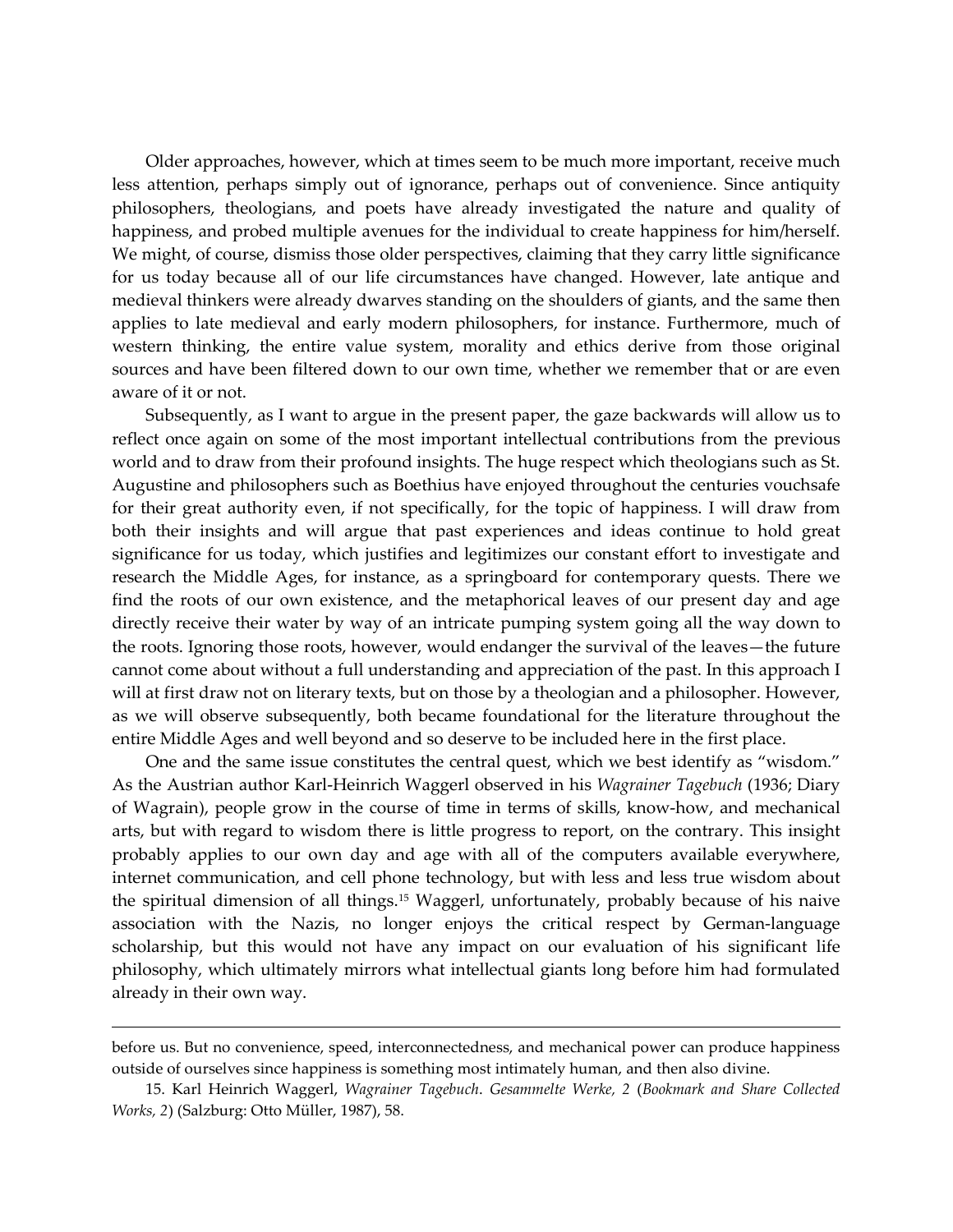Older approaches, however, which at times seem to be much more important, receive much less attention, perhaps simply out of ignorance, perhaps out of convenience. Since antiquity philosophers, theologians, and poets have already investigated the nature and quality of happiness, and probed multiple avenues for the individual to create happiness for him/herself. We might, of course, dismiss those older perspectives, claiming that they carry little significance for us today because all of our life circumstances have changed. However, late antique and medieval thinkers were already dwarves standing on the shoulders of giants, and the same then applies to late medieval and early modern philosophers, for instance. Furthermore, much of western thinking, the entire value system, morality and ethics derive from those original sources and have been filtered down to our own time, whether we remember that or are even aware of it or not.

Subsequently, as I want to argue in the present paper, the gaze backwards will allow us to reflect once again on some of the most important intellectual contributions from the previous world and to draw from their profound insights. The huge respect which theologians such as St. Augustine and philosophers such as Boethius have enjoyed throughout the centuries vouchsafe for their great authority even, if not specifically, for the topic of happiness. I will draw from both their insights and will argue that past experiences and ideas continue to hold great significance for us today, which justifies and legitimizes our constant effort to investigate and research the Middle Ages, for instance, as a springboard for contemporary quests. There we find the roots of our own existence, and the metaphorical leaves of our present day and age directly receive their water by way of an intricate pumping system going all the way down to the roots. Ignoring those roots, however, would endanger the survival of the leaves—the future cannot come about without a full understanding and appreciation of the past. In this approach I will at first draw not on literary texts, but on those by a theologian and a philosopher. However, as we will observe subsequently, both became foundational for the literature throughout the entire Middle Ages and well beyond and so deserve to be included here in the first place.

One and the same issue constitutes the central quest, which we best identify as "wisdom." As the Austrian author Karl-Heinrich Waggerl observed in his *Wagrainer Tagebuch* (1936; Diary of Wagrain), people grow in the course of time in terms of skills, know-how, and mechanical arts, but with regard to wisdom there is little progress to report, on the contrary. This insight probably applies to our own day and age with all of the computers available everywhere, internet communication, and cell phone technology, but with less and less true wisdom about the spiritual dimension of all things.[15] Waggerl, unfortunately, probably because of his naive association with the Nazis, no longer enjoys the critical respect by German-language scholarship, but this would not have any impact on our evaluation of his significant life philosophy, which ultimately mirrors what intellectual giants long before him had formulated already in their own way.

---

before us. But no convenience, speed, interconnectedness, and mechanical power can produce happiness outside of ourselves since happiness is something most intimately human, and then also divine.

15. Karl Heinrich Waggerl, *Wagrainer Tagebuch*. *Gesammelte Werke, 2* (*Bookmark and Share Collected Works, 2*) (Salzburg: Otto Müller, 1987), 58.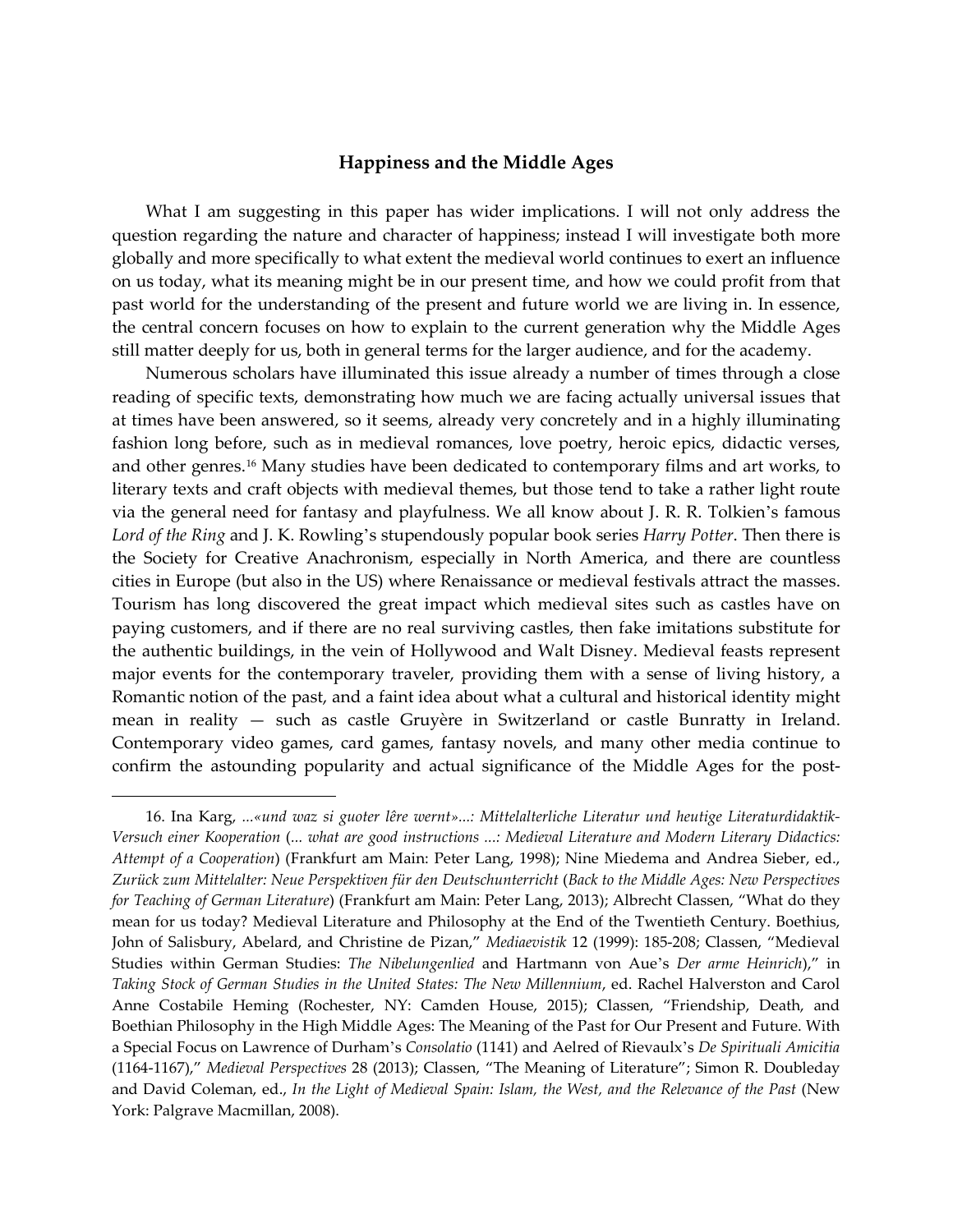What I am suggesting in this paper has wider implications. I will not only address the question regarding the nature and character of happiness; instead I will investigate both more globally and more specifically to what extent the medieval world continues to exert an influence on us today, what its meaning might be in our present time, and how we could profit from that past world for the understanding of the present and future world we are living in. In essence, the central concern focuses on how to explain to the current generation why the Middle Ages still matter deeply for us, both in general terms for the larger audience, and for the academy.

Numerous scholars have illuminated this issue already a number of times through a close reading of specific texts, demonstrating how much we are facing actually universal issues that at times have been answered, so it seems, already very concretely and in a highly illuminating fashion long before, such as in medieval romances, love poetry, heroic epics, didactic verses, and other genres.[16] Many studies have been dedicated to contemporary films and art works, to literary texts and craft objects with medieval themes, but those tend to take a rather light route via the general need for fantasy and playfulness. We all know about J. R. R. Tolkien's famous *Lord of the Ring* and J. K. Rowling's stupendously popular book series *Harry Potter*. Then there is the Society for Creative Anachronism, especially in North America, and there are countless cities in Europe (but also in the US) where Renaissance or medieval festivals attract the masses. Tourism has long discovered the great impact which medieval sites such as castles have on paying customers, and if there are no real surviving castles, then fake imitations substitute for the authentic buildings, in the vein of Hollywood and Walt Disney. Medieval feasts represent major events for the contemporary traveler, providing them with a sense of living history, a Romantic notion of the past, and a faint idea about what a cultural and historical identity might mean in reality — such as castle Gruyère in Switzerland or castle Bunratty in Ireland. Contemporary video games, card games, fantasy novels, and many other media continue to confirm the astounding popularity and actual significance of the Middle Ages for the post-

---

16. Ina Karg, *...«und waz si guoter lêre wernt»...: Mittelalterliche Literatur und heutige Literaturdidaktik-Versuch einer Kooperation* (*... what are good instructions ...: Medieval Literature and Modern Literary Didactics: Attempt of a Cooperation*) (Frankfurt am Main: Peter Lang, 1998); Nine Miedema and Andrea Sieber, ed., *Zurück zum Mittelalter: Neue Perspektiven für den Deutschunterricht* (*Back to the Middle Ages: New Perspectives for Teaching of German Literature*) (Frankfurt am Main: Peter Lang, 2013); Albrecht Classen, "What do they mean for us today? Medieval Literature and Philosophy at the End of the Twentieth Century. Boethius, John of Salisbury, Abelard, and Christine de Pizan," *Mediaevistik* 12 (1999): 185-208; Classen, "Medieval Studies within German Studies: *The Nibelungenlied* and Hartmann von Aue's *Der arme Heinrich*)," in *Taking Stock of German Studies in the United States: The New Millennium*, ed. Rachel Halverston and Carol Anne Costabile Heming (Rochester, NY: Camden House, 2015); Classen, "Friendship, Death, and Boethian Philosophy in the High Middle Ages: The Meaning of the Past for Our Present and Future. With a Special Focus on Lawrence of Durham's *Consolatio* (1141) and Aelred of Rievaulx's *De Spirituali Amicitia* (1164-1167)," *Medieval Perspectives* 28 (2013); Classen, "The Meaning of Literature"; Simon R. Doubleday and David Coleman, ed., *In the Light of Medieval Spain: Islam, the West, and the Relevance of the Past* (New York: Palgrave Macmillan, 2008).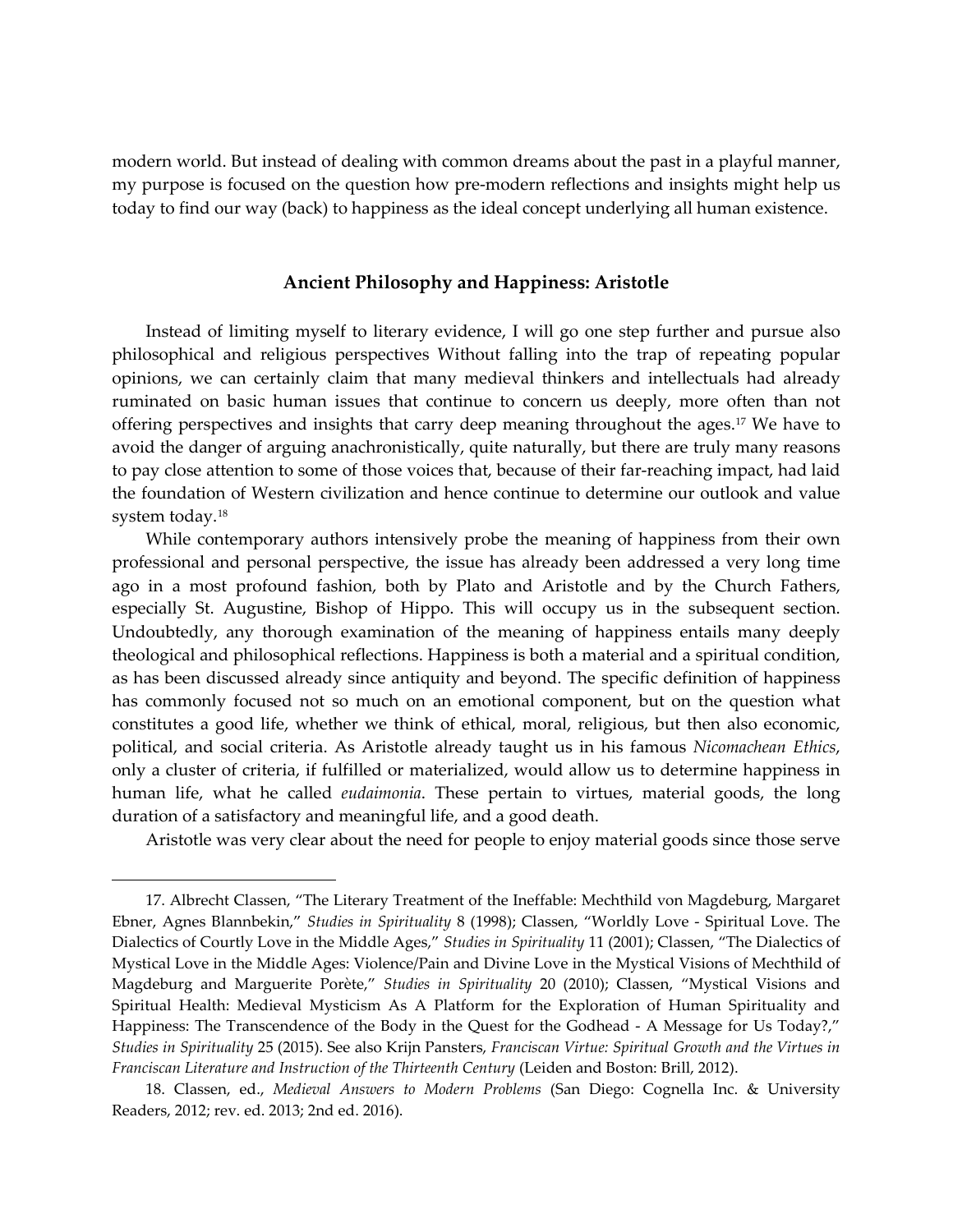modern world. But instead of dealing with common dreams about the past in a playful manner, my purpose is focused on the question how pre-modern reflections and insights might help us today to find our way (back) to happiness as the ideal concept underlying all human existence.

## Ancient Philosophy and Happiness: Aristotle

Instead of limiting myself to literary evidence, I will go one step further and pursue also philosophical and religious perspectives Without falling into the trap of repeating popular opinions, we can certainly claim that many medieval thinkers and intellectuals had already ruminated on basic human issues that continue to concern us deeply, more often than not offering perspectives and insights that carry deep meaning throughout the ages.[17] We have to avoid the danger of arguing anachronistically, quite naturally, but there are truly many reasons to pay close attention to some of those voices that, because of their far-reaching impact, had laid the foundation of Western civilization and hence continue to determine our outlook and value system today.[18]

While contemporary authors intensively probe the meaning of happiness from their own professional and personal perspective, the issue has already been addressed a very long time ago in a most profound fashion, both by Plato and Aristotle and by the Church Fathers, especially St. Augustine, Bishop of Hippo. This will occupy us in the subsequent section. Undoubtedly, any thorough examination of the meaning of happiness entails many deeply theological and philosophical reflections. Happiness is both a material and a spiritual condition, as has been discussed already since antiquity and beyond. The specific definition of happiness has commonly focused not so much on an emotional component, but on the question what constitutes a good life, whether we think of ethical, moral, religious, but then also economic, political, and social criteria. As Aristotle already taught us in his famous *Nicomachean Ethics*, only a cluster of criteria, if fulfilled or materialized, would allow us to determine happiness in human life, what he called *eudaimonia*. These pertain to virtues, material goods, the long duration of a satisfactory and meaningful life, and a good death.

Aristotle was very clear about the need for people to enjoy material goods since those serve

---

17. Albrecht Classen, "The Literary Treatment of the Ineffable: Mechthild von Magdeburg, Margaret Ebner, Agnes Blannbekin," *Studies in Spirituality* 8 (1998); Classen, "Worldly Love - Spiritual Love. The Dialectics of Courtly Love in the Middle Ages," *Studies in Spirituality* 11 (2001); Classen, "The Dialectics of Mystical Love in the Middle Ages: Violence/Pain and Divine Love in the Mystical Visions of Mechthild of Magdeburg and Marguerite Porète," *Studies in Spirituality* 20 (2010); Classen, "Mystical Visions and Spiritual Health: Medieval Mysticism As A Platform for the Exploration of Human Spirituality and Happiness: The Transcendence of the Body in the Quest for the Godhead - A Message for Us Today?," *Studies in Spirituality* 25 (2015). See also Krijn Pansters, *Franciscan Virtue: Spiritual Growth and the Virtues in Franciscan Literature and Instruction of the Thirteenth Century* (Leiden and Boston: Brill, 2012).

18. Classen, ed., *Medieval Answers to Modern Problems* (San Diego: Cognella Inc. & University Readers, 2012; rev. ed. 2013; 2nd ed. 2016).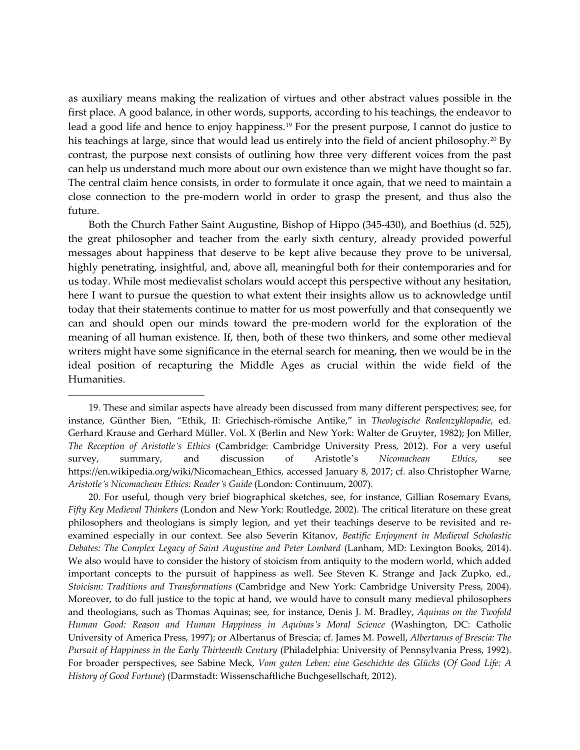as auxiliary means making the realization of virtues and other abstract values possible in the first place. A good balance, in other words, supports, according to his teachings, the endeavor to lead a good life and hence to enjoy happiness.[19] For the present purpose, I cannot do justice to his teachings at large, since that would lead us entirely into the field of ancient philosophy.[20] By contrast, the purpose next consists of outlining how three very different voices from the past can help us understand much more about our own existence than we might have thought so far. The central claim hence consists, in order to formulate it once again, that we need to maintain a close connection to the pre-modern world in order to grasp the present, and thus also the future.

Both the Church Father Saint Augustine, Bishop of Hippo (345-430), and Boethius (d. 525), the great philosopher and teacher from the early sixth century, already provided powerful messages about happiness that deserve to be kept alive because they prove to be universal, highly penetrating, insightful, and, above all, meaningful both for their contemporaries and for us today. While most medievalist scholars would accept this perspective without any hesitation, here I want to pursue the question to what extent their insights allow us to acknowledge until today that their statements continue to matter for us most powerfully and that consequently we can and should open our minds toward the pre-modern world for the exploration of the meaning of all human existence. If, then, both of these two thinkers, and some other medieval writers might have some significance in the eternal search for meaning, then we would be in the ideal position of recapturing the Middle Ages as crucial within the wide field of the Humanities.

---

19. These and similar aspects have already been discussed from many different perspectives; see, for instance, Günther Bien, "Ethik, II: Griechisch-römische Antike," in *Theologische Realenzyklopadie*, ed. Gerhard Krause and Gerhard Müller. Vol. X (Berlin and New York: Walter de Gruyter, 1982); Jon Miller, *The Reception of Aristotle's Ethics* (Cambridge: Cambridge University Press, 2012). For a very useful survey, summary, and discussion of Aristotle's *Nicomachean Ethics*, see https://en.wikipedia.org/wiki/Nicomachean_Ethics, accessed January 8, 2017; cf. also Christopher Warne, *Aristotle's Nicomachean Ethics: Reader's Guide* (London: Continuum, 2007).

20. For useful, though very brief biographical sketches, see, for instance, Gillian Rosemary Evans, *Fifty Key Medieval Thinkers* (London and New York: Routledge, 2002). The critical literature on these great philosophers and theologians is simply legion, and yet their teachings deserve to be revisited and re-examined especially in our context. See also Severin Kitanov, *Beatific Enjoyment in Medieval Scholastic Debates: The Complex Legacy of Saint Augustine and Peter Lombard* (Lanham, MD: Lexington Books, 2014). We also would have to consider the history of stoicism from antiquity to the modern world, which added important concepts to the pursuit of happiness as well. See Steven K. Strange and Jack Zupko, ed., *Stoicism: Traditions and Transformations* (Cambridge and New York: Cambridge University Press, 2004). Moreover, to do full justice to the topic at hand, we would have to consult many medieval philosophers and theologians, such as Thomas Aquinas; see, for instance, Denis J. M. Bradley, *Aquinas on the Twofold Human Good: Reason and Human Happiness in Aquinas's Moral Science* (Washington, DC: Catholic University of America Press, 1997); or Albertanus of Brescia; cf. James M. Powell, *Albertanus of Brescia: The Pursuit of Happiness in the Early Thirteenth Century* (Philadelphia: University of Pennsylvania Press, 1992). For broader perspectives, see Sabine Meck, *Vom guten Leben: eine Geschichte des Glücks* (*Of Good Life: A History of Good Fortune*) (Darmstadt: Wissenschaftliche Buchgesellschaft, 2012).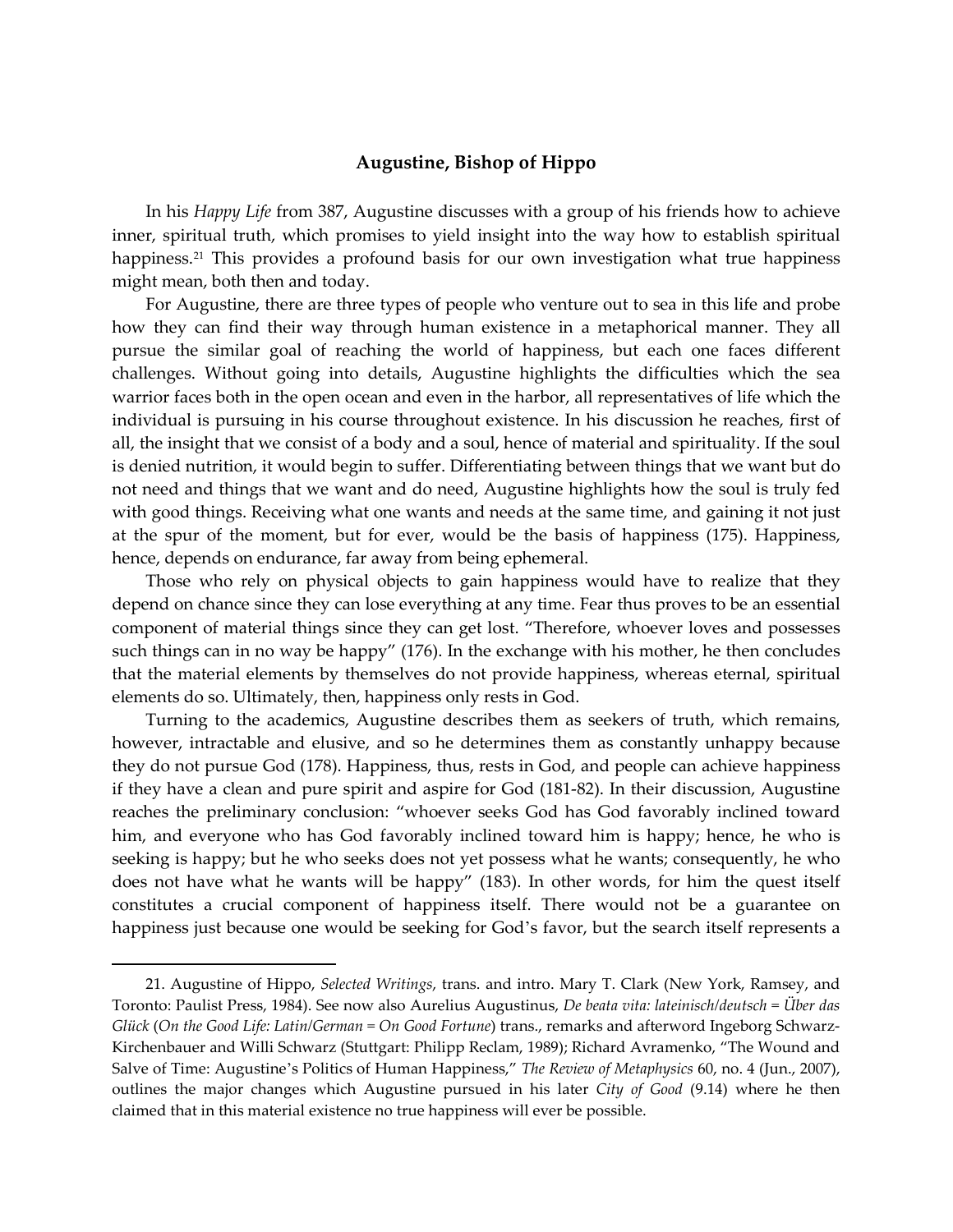## Augustine, Bishop of Hippo

In his *Happy Life* from 387, Augustine discusses with a group of his friends how to achieve inner, spiritual truth, which promises to yield insight into the way how to establish spiritual happiness.[21] This provides a profound basis for our own investigation what true happiness might mean, both then and today.

For Augustine, there are three types of people who venture out to sea in this life and probe how they can find their way through human existence in a metaphorical manner. They all pursue the similar goal of reaching the world of happiness, but each one faces different challenges. Without going into details, Augustine highlights the difficulties which the sea warrior faces both in the open ocean and even in the harbor, all representatives of life which the individual is pursuing in his course throughout existence. In his discussion he reaches, first of all, the insight that we consist of a body and a soul, hence of material and spirituality. If the soul is denied nutrition, it would begin to suffer. Differentiating between things that we want but do not need and things that we want and do need, Augustine highlights how the soul is truly fed with good things. Receiving what one wants and needs at the same time, and gaining it not just at the spur of the moment, but for ever, would be the basis of happiness (175). Happiness, hence, depends on endurance, far away from being ephemeral.

Those who rely on physical objects to gain happiness would have to realize that they depend on chance since they can lose everything at any time. Fear thus proves to be an essential component of material things since they can get lost. "Therefore, whoever loves and possesses such things can in no way be happy" (176). In the exchange with his mother, he then concludes that the material elements by themselves do not provide happiness, whereas eternal, spiritual elements do so. Ultimately, then, happiness only rests in God.

Turning to the academics, Augustine describes them as seekers of truth, which remains, however, intractable and elusive, and so he determines them as constantly unhappy because they do not pursue God (178). Happiness, thus, rests in God, and people can achieve happiness if they have a clean and pure spirit and aspire for God (181-82). In their discussion, Augustine reaches the preliminary conclusion: "whoever seeks God has God favorably inclined toward him, and everyone who has God favorably inclined toward him is happy; hence, he who is seeking is happy; but he who seeks does not yet possess what he wants; consequently, he who does not have what he wants will be happy" (183). In other words, for him the quest itself constitutes a crucial component of happiness itself. There would not be a guarantee on happiness just because one would be seeking for God's favor, but the search itself represents a

---

21. Augustine of Hippo, *Selected Writings*, trans. and intro. Mary T. Clark (New York, Ramsey, and Toronto: Paulist Press, 1984). See now also Aurelius Augustinus, *De beata vita: lateinisch/deutsch = Über das Glück* (*On the Good Life: Latin/German = On Good Fortune*) trans., remarks and afterword Ingeborg Schwarz-Kirchenbauer and Willi Schwarz (Stuttgart: Philipp Reclam, 1989); Richard Avramenko, "The Wound and Salve of Time: Augustine's Politics of Human Happiness," *The Review of Metaphysics* 60, no. 4 (Jun., 2007), outlines the major changes which Augustine pursued in his later *City of Good* (9.14) where he then claimed that in this material existence no true happiness will ever be possible.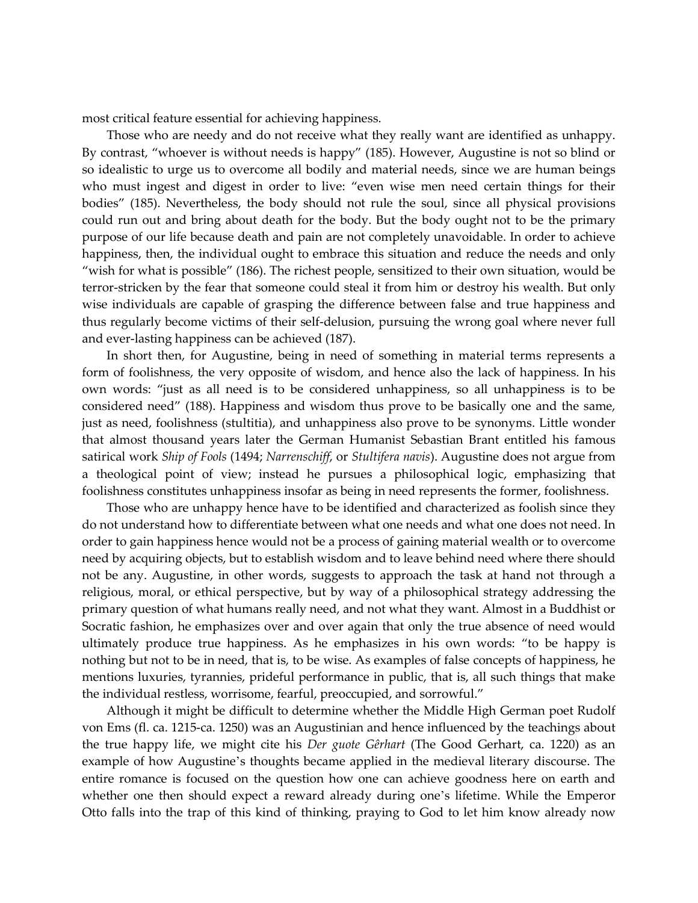most critical feature essential for achieving happiness.

Those who are needy and do not receive what they really want are identified as unhappy. By contrast, "whoever is without needs is happy" (185). However, Augustine is not so blind or so idealistic to urge us to overcome all bodily and material needs, since we are human beings who must ingest and digest in order to live: "even wise men need certain things for their bodies" (185). Nevertheless, the body should not rule the soul, since all physical provisions could run out and bring about death for the body. But the body ought not to be the primary purpose of our life because death and pain are not completely unavoidable. In order to achieve happiness, then, the individual ought to embrace this situation and reduce the needs and only "wish for what is possible" (186). The richest people, sensitized to their own situation, would be terror-stricken by the fear that someone could steal it from him or destroy his wealth. But only wise individuals are capable of grasping the difference between false and true happiness and thus regularly become victims of their self-delusion, pursuing the wrong goal where never full and ever-lasting happiness can be achieved (187).

In short then, for Augustine, being in need of something in material terms represents a form of foolishness, the very opposite of wisdom, and hence also the lack of happiness. In his own words: "just as all need is to be considered unhappiness, so all unhappiness is to be considered need" (188). Happiness and wisdom thus prove to be basically one and the same, just as need, foolishness (stultitia), and unhappiness also prove to be synonyms. Little wonder that almost thousand years later the German Humanist Sebastian Brant entitled his famous satirical work *Ship of Fools* (1494; *Narrenschiff*, or *Stultifera navis*). Augustine does not argue from a theological point of view; instead he pursues a philosophical logic, emphasizing that foolishness constitutes unhappiness insofar as being in need represents the former, foolishness.

Those who are unhappy hence have to be identified and characterized as foolish since they do not understand how to differentiate between what one needs and what one does not need. In order to gain happiness hence would not be a process of gaining material wealth or to overcome need by acquiring objects, but to establish wisdom and to leave behind need where there should not be any. Augustine, in other words, suggests to approach the task at hand not through a religious, moral, or ethical perspective, but by way of a philosophical strategy addressing the primary question of what humans really need, and not what they want. Almost in a Buddhist or Socratic fashion, he emphasizes over and over again that only the true absence of need would ultimately produce true happiness. As he emphasizes in his own words: "to be happy is nothing but not to be in need, that is, to be wise. As examples of false concepts of happiness, he mentions luxuries, tyrannies, prideful performance in public, that is, all such things that make the individual restless, worrisome, fearful, preoccupied, and sorrowful."

Although it might be difficult to determine whether the Middle High German poet Rudolf von Ems (fl. ca. 1215-ca. 1250) was an Augustinian and hence influenced by the teachings about the true happy life, we might cite his *Der guote Gêrhart* (The Good Gerhart, ca. 1220) as an example of how Augustine's thoughts became applied in the medieval literary discourse. The entire romance is focused on the question how one can achieve goodness here on earth and whether one then should expect a reward already during one's lifetime. While the Emperor Otto falls into the trap of this kind of thinking, praying to God to let him know already now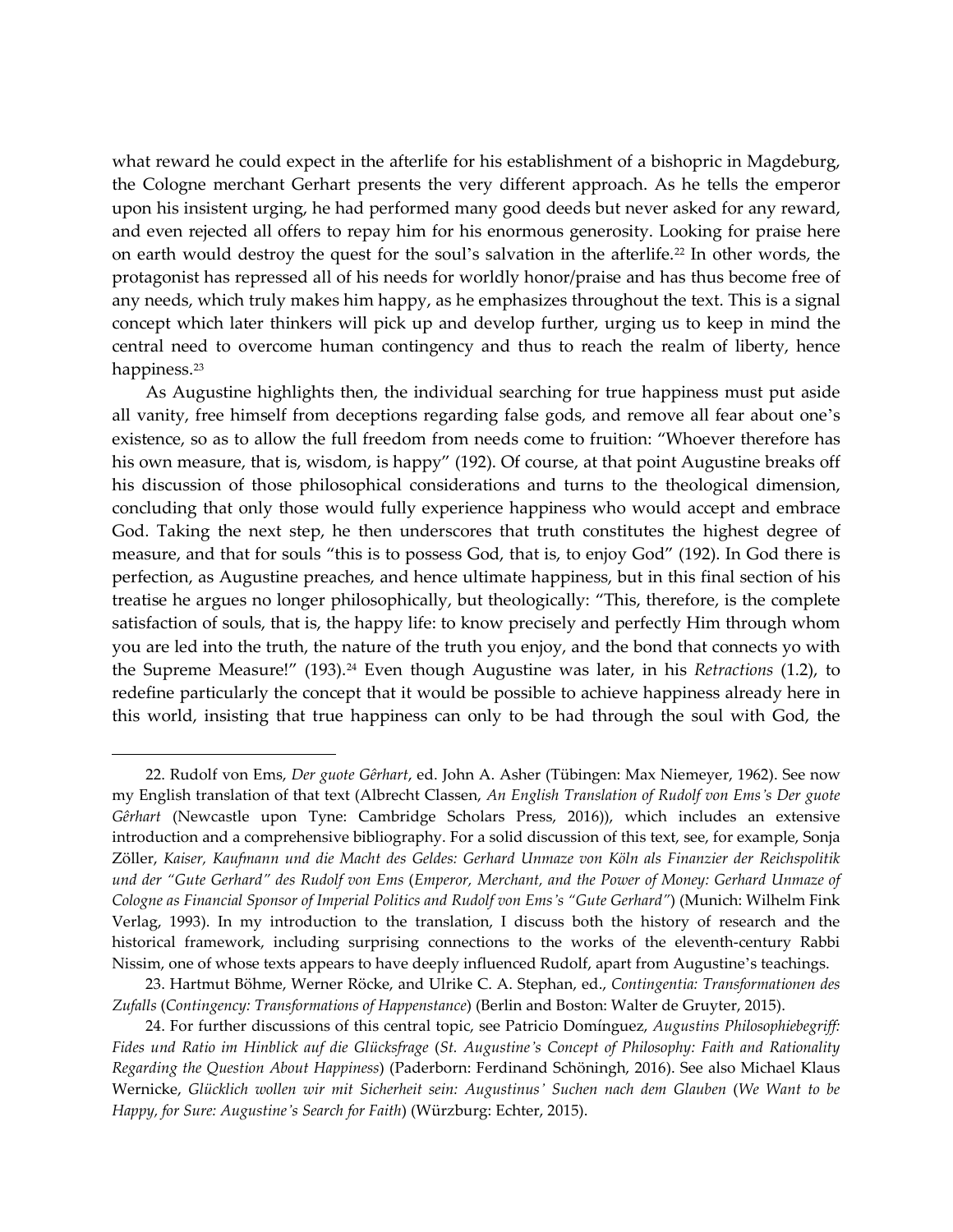what reward he could expect in the afterlife for his establishment of a bishopric in Magdeburg, the Cologne merchant Gerhart presents the very different approach. As he tells the emperor upon his insistent urging, he had performed many good deeds but never asked for any reward, and even rejected all offers to repay him for his enormous generosity. Looking for praise here on earth would destroy the quest for the soul's salvation in the afterlife.[22] In other words, the protagonist has repressed all of his needs for worldly honor/praise and has thus become free of any needs, which truly makes him happy, as he emphasizes throughout the text. This is a signal concept which later thinkers will pick up and develop further, urging us to keep in mind the central need to overcome human contingency and thus to reach the realm of liberty, hence happiness.[23]

As Augustine highlights then, the individual searching for true happiness must put aside all vanity, free himself from deceptions regarding false gods, and remove all fear about one's existence, so as to allow the full freedom from needs come to fruition: "Whoever therefore has his own measure, that is, wisdom, is happy" (192). Of course, at that point Augustine breaks off his discussion of those philosophical considerations and turns to the theological dimension, concluding that only those would fully experience happiness who would accept and embrace God. Taking the next step, he then underscores that truth constitutes the highest degree of measure, and that for souls "this is to possess God, that is, to enjoy God" (192). In God there is perfection, as Augustine preaches, and hence ultimate happiness, but in this final section of his treatise he argues no longer philosophically, but theologically: "This, therefore, is the complete satisfaction of souls, that is, the happy life: to know precisely and perfectly Him through whom you are led into the truth, the nature of the truth you enjoy, and the bond that connects yo with the Supreme Measure!" (193).[24] Even though Augustine was later, in his *Retractions* (1.2), to redefine particularly the concept that it would be possible to achieve happiness already here in this world, insisting that true happiness can only to be had through the soul with God, the

---

22. Rudolf von Ems, *Der guote Gêrhart*, ed. John A. Asher (Tübingen: Max Niemeyer, 1962). See now my English translation of that text (Albrecht Classen, *An English Translation of Rudolf von Ems's Der guote Gêrhart* (Newcastle upon Tyne: Cambridge Scholars Press, 2016)), which includes an extensive introduction and a comprehensive bibliography. For a solid discussion of this text, see, for example, Sonja Zöller, *Kaiser, Kaufmann und die Macht des Geldes: Gerhard Unmaze von Köln als Finanzier der Reichspolitik und der "Gute Gerhard" des Rudolf von Ems* (*Emperor, Merchant, and the Power of Money: Gerhard Unmaze of Cologne as Financial Sponsor of Imperial Politics and Rudolf von Ems's "Gute Gerhard"*) (Munich: Wilhelm Fink Verlag, 1993). In my introduction to the translation, I discuss both the history of research and the historical framework, including surprising connections to the works of the eleventh-century Rabbi Nissim, one of whose texts appears to have deeply influenced Rudolf, apart from Augustine's teachings.

23. Hartmut Böhme, Werner Röcke, and Ulrike C. A. Stephan, ed., *Contingentia: Transformationen des Zufalls* (*Contingency: Transformations of Happenstance*) (Berlin and Boston: Walter de Gruyter, 2015).

24. For further discussions of this central topic, see Patricio Domínguez, *Augustins Philosophiebegriff: Fides und Ratio im Hinblick auf die Glücksfrage* (*St. Augustine's Concept of Philosophy: Faith and Rationality Regarding the Question About Happiness*) (Paderborn: Ferdinand Schöningh, 2016). See also Michael Klaus Wernicke, *Glücklich wollen wir mit Sicherheit sein: Augustinus' Suchen nach dem Glauben* (*We Want to be Happy, for Sure: Augustine's Search for Faith*) (Würzburg: Echter, 2015).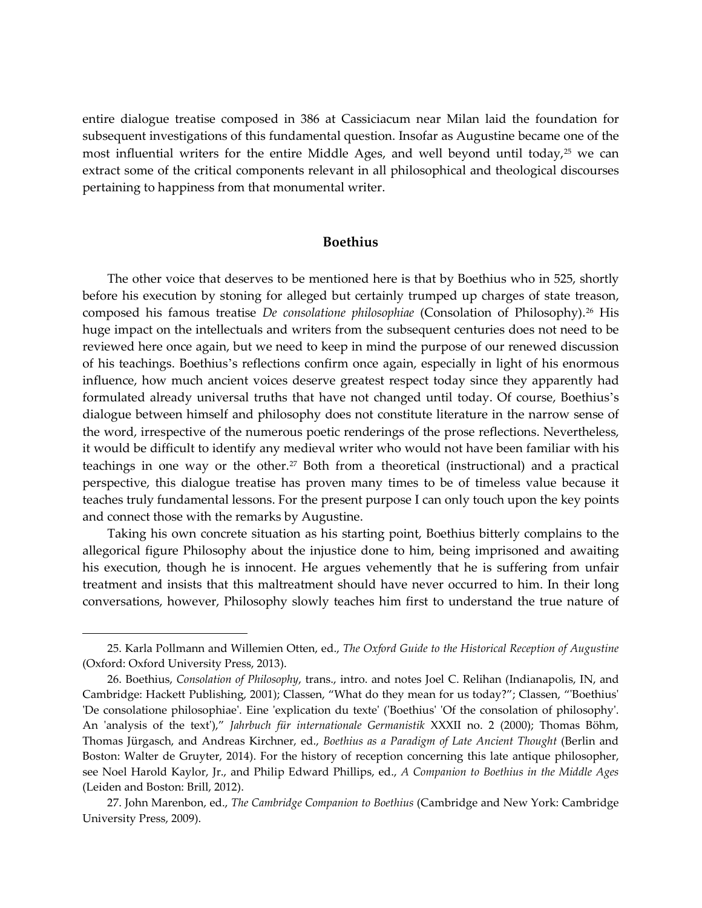entire dialogue treatise composed in 386 at Cassiciacum near Milan laid the foundation for subsequent investigations of this fundamental question. Insofar as Augustine became one of the most influential writers for the entire Middle Ages, and well beyond until today,[25] we can extract some of the critical components relevant in all philosophical and theological discourses pertaining to happiness from that monumental writer.

## Boethius

The other voice that deserves to be mentioned here is that by Boethius who in 525, shortly before his execution by stoning for alleged but certainly trumped up charges of state treason, composed his famous treatise *De consolatione philosophiae* (Consolation of Philosophy).[26] His huge impact on the intellectuals and writers from the subsequent centuries does not need to be reviewed here once again, but we need to keep in mind the purpose of our renewed discussion of his teachings. Boethius's reflections confirm once again, especially in light of his enormous influence, how much ancient voices deserve greatest respect today since they apparently had formulated already universal truths that have not changed until today. Of course, Boethius's dialogue between himself and philosophy does not constitute literature in the narrow sense of the word, irrespective of the numerous poetic renderings of the prose reflections. Nevertheless, it would be difficult to identify any medieval writer who would not have been familiar with his teachings in one way or the other.[27] Both from a theoretical (instructional) and a practical perspective, this dialogue treatise has proven many times to be of timeless value because it teaches truly fundamental lessons. For the present purpose I can only touch upon the key points and connect those with the remarks by Augustine.

Taking his own concrete situation as his starting point, Boethius bitterly complains to the allegorical figure Philosophy about the injustice done to him, being imprisoned and awaiting his execution, though he is innocent. He argues vehemently that he is suffering from unfair treatment and insists that this maltreatment should have never occurred to him. In their long conversations, however, Philosophy slowly teaches him first to understand the true nature of

---

25. Karla Pollmann and Willemien Otten, ed., *The Oxford Guide to the Historical Reception of Augustine* (Oxford: Oxford University Press, 2013).

26. Boethius, *Consolation of Philosophy*, trans., intro. and notes Joel C. Relihan (Indianapolis, IN, and Cambridge: Hackett Publishing, 2001); Classen, "What do they mean for us today?"; Classen, "'Boethius' 'De consolatione philosophiae'. Eine 'explication du texte' ('Boethius' 'Of the consolation of philosophy'. An 'analysis of the text')," *Jahrbuch für internationale Germanistik* XXXII no. 2 (2000); Thomas Böhm, Thomas Jürgasch, and Andreas Kirchner, ed., *Boethius as a Paradigm of Late Ancient Thought* (Berlin and Boston: Walter de Gruyter, 2014). For the history of reception concerning this late antique philosopher, see Noel Harold Kaylor, Jr., and Philip Edward Phillips, ed., *A Companion to Boethius in the Middle Ages* (Leiden and Boston: Brill, 2012).

27. John Marenbon, ed., *The Cambridge Companion to Boethius* (Cambridge and New York: Cambridge University Press, 2009).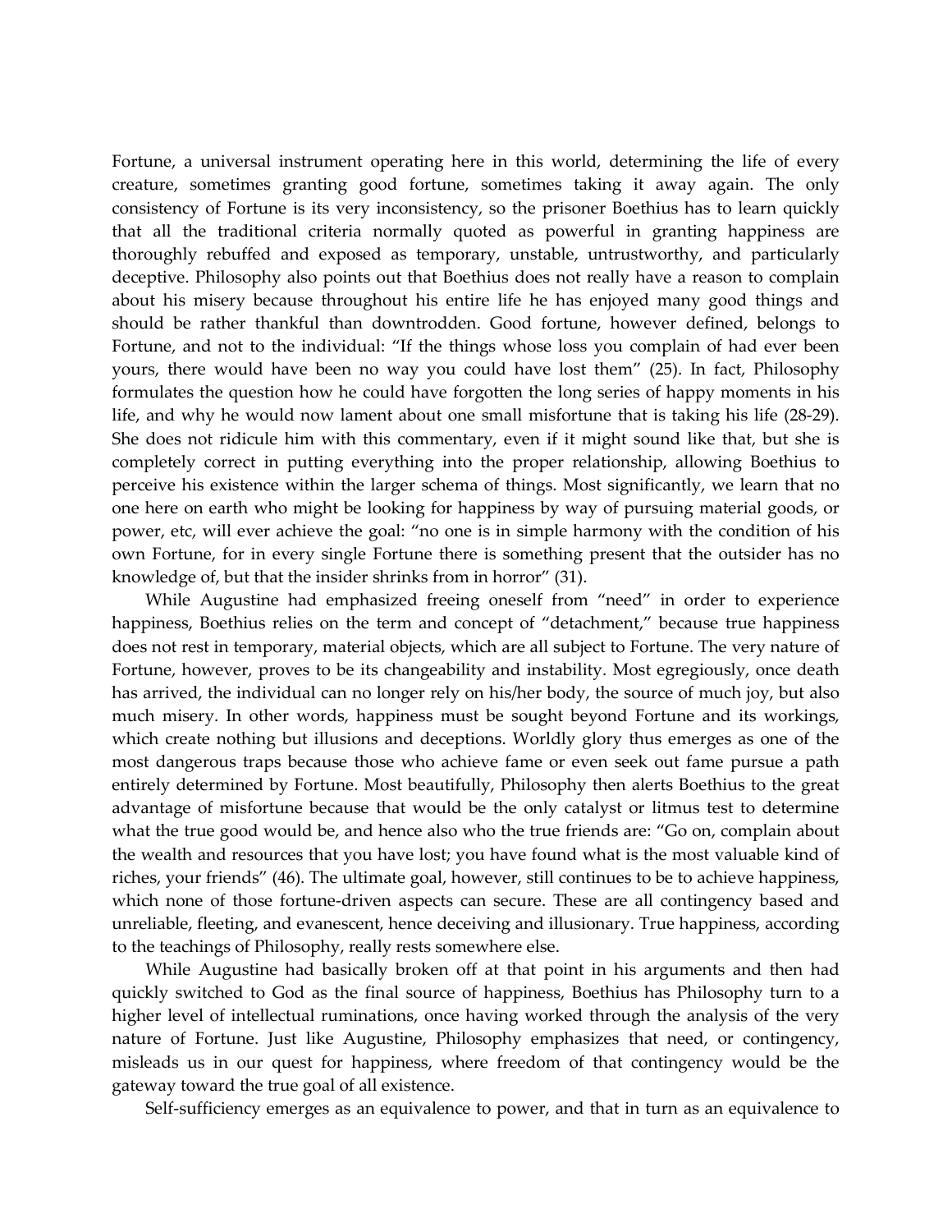Fortune, a universal instrument operating here in this world, determining the life of every creature, sometimes granting good fortune, sometimes taking it away again. The only consistency of Fortune is its very inconsistency, so the prisoner Boethius has to learn quickly that all the traditional criteria normally quoted as powerful in granting happiness are thoroughly rebuffed and exposed as temporary, unstable, untrustworthy, and particularly deceptive. Philosophy also points out that Boethius does not really have a reason to complain about his misery because throughout his entire life he has enjoyed many good things and should be rather thankful than downtrodden. Good fortune, however defined, belongs to Fortune, and not to the individual: "If the things whose loss you complain of had ever been yours, there would have been no way you could have lost them" (25). In fact, Philosophy formulates the question how he could have forgotten the long series of happy moments in his life, and why he would now lament about one small misfortune that is taking his life (28-29). She does not ridicule him with this commentary, even if it might sound like that, but she is completely correct in putting everything into the proper relationship, allowing Boethius to perceive his existence within the larger schema of things. Most significantly, we learn that no one here on earth who might be looking for happiness by way of pursuing material goods, or power, etc, will ever achieve the goal: "no one is in simple harmony with the condition of his own Fortune, for in every single Fortune there is something present that the outsider has no knowledge of, but that the insider shrinks from in horror" (31).

While Augustine had emphasized freeing oneself from "need" in order to experience happiness, Boethius relies on the term and concept of "detachment," because true happiness does not rest in temporary, material objects, which are all subject to Fortune. The very nature of Fortune, however, proves to be its changeability and instability. Most egregiously, once death has arrived, the individual can no longer rely on his/her body, the source of much joy, but also much misery. In other words, happiness must be sought beyond Fortune and its workings, which create nothing but illusions and deceptions. Worldly glory thus emerges as one of the most dangerous traps because those who achieve fame or even seek out fame pursue a path entirely determined by Fortune. Most beautifully, Philosophy then alerts Boethius to the great advantage of misfortune because that would be the only catalyst or litmus test to determine what the true good would be, and hence also who the true friends are: "Go on, complain about the wealth and resources that you have lost; you have found what is the most valuable kind of riches, your friends" (46). The ultimate goal, however, still continues to be to achieve happiness, which none of those fortune-driven aspects can secure. These are all contingency based and unreliable, fleeting, and evanescent, hence deceiving and illusionary. True happiness, according to the teachings of Philosophy, really rests somewhere else.

While Augustine had basically broken off at that point in his arguments and then had quickly switched to God as the final source of happiness, Boethius has Philosophy turn to a higher level of intellectual ruminations, once having worked through the analysis of the very nature of Fortune. Just like Augustine, Philosophy emphasizes that need, or contingency, misleads us in our quest for happiness, where freedom of that contingency would be the gateway toward the true goal of all existence.

Self-sufficiency emerges as an equivalence to power, and that in turn as an equivalence to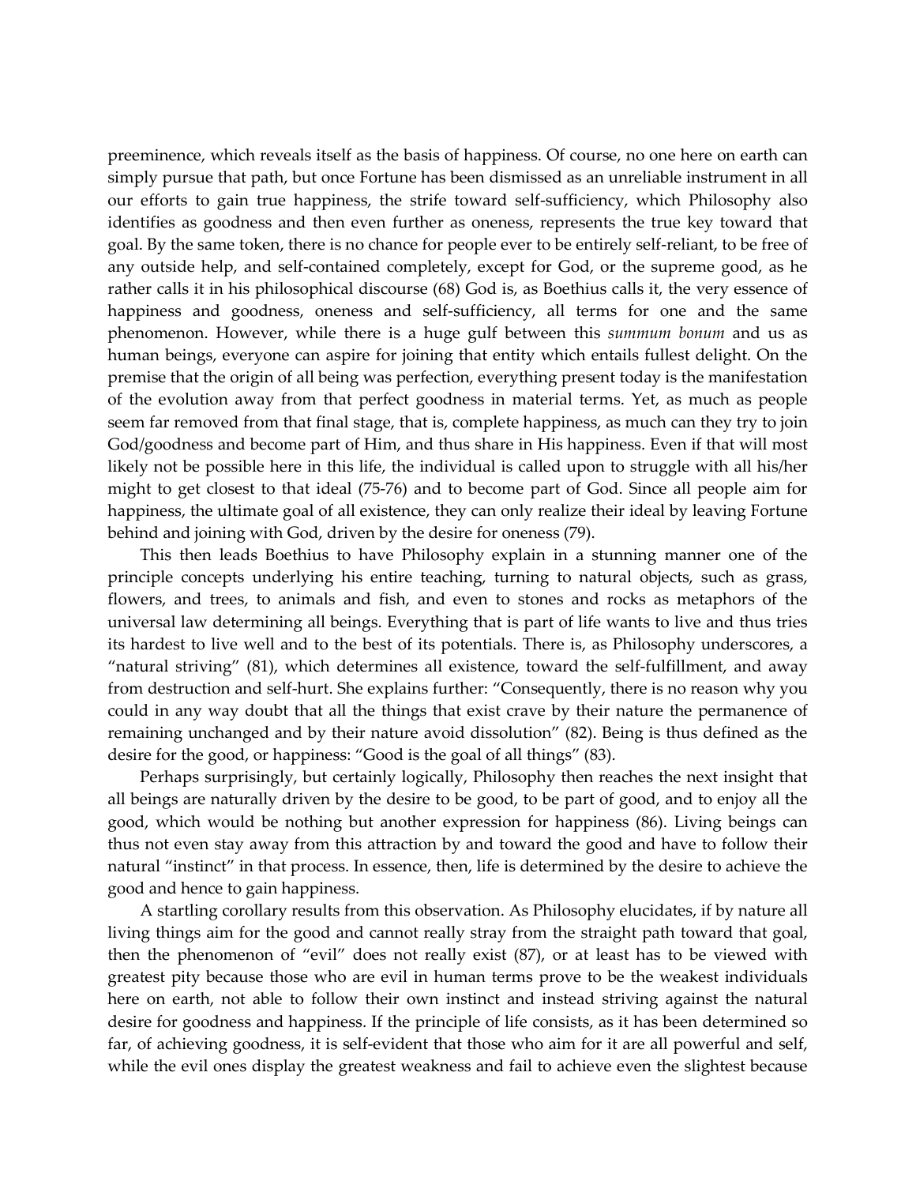preeminence, which reveals itself as the basis of happiness. Of course, no one here on earth can simply pursue that path, but once Fortune has been dismissed as an unreliable instrument in all our efforts to gain true happiness, the strife toward self-sufficiency, which Philosophy also identifies as goodness and then even further as oneness, represents the true key toward that goal. By the same token, there is no chance for people ever to be entirely self-reliant, to be free of any outside help, and self-contained completely, except for God, or the supreme good, as he rather calls it in his philosophical discourse (68) God is, as Boethius calls it, the very essence of happiness and goodness, oneness and self-sufficiency, all terms for one and the same phenomenon. However, while there is a huge gulf between this *summum bonum* and us as human beings, everyone can aspire for joining that entity which entails fullest delight. On the premise that the origin of all being was perfection, everything present today is the manifestation of the evolution away from that perfect goodness in material terms. Yet, as much as people seem far removed from that final stage, that is, complete happiness, as much can they try to join God/goodness and become part of Him, and thus share in His happiness. Even if that will most likely not be possible here in this life, the individual is called upon to struggle with all his/her might to get closest to that ideal (75-76) and to become part of God. Since all people aim for happiness, the ultimate goal of all existence, they can only realize their ideal by leaving Fortune behind and joining with God, driven by the desire for oneness (79).

This then leads Boethius to have Philosophy explain in a stunning manner one of the principle concepts underlying his entire teaching, turning to natural objects, such as grass, flowers, and trees, to animals and fish, and even to stones and rocks as metaphors of the universal law determining all beings. Everything that is part of life wants to live and thus tries its hardest to live well and to the best of its potentials. There is, as Philosophy underscores, a "natural striving" (81), which determines all existence, toward the self-fulfillment, and away from destruction and self-hurt. She explains further: "Consequently, there is no reason why you could in any way doubt that all the things that exist crave by their nature the permanence of remaining unchanged and by their nature avoid dissolution" (82). Being is thus defined as the desire for the good, or happiness: "Good is the goal of all things" (83).

Perhaps surprisingly, but certainly logically, Philosophy then reaches the next insight that all beings are naturally driven by the desire to be good, to be part of good, and to enjoy all the good, which would be nothing but another expression for happiness (86). Living beings can thus not even stay away from this attraction by and toward the good and have to follow their natural "instinct" in that process. In essence, then, life is determined by the desire to achieve the good and hence to gain happiness.

A startling corollary results from this observation. As Philosophy elucidates, if by nature all living things aim for the good and cannot really stray from the straight path toward that goal, then the phenomenon of "evil" does not really exist (87), or at least has to be viewed with greatest pity because those who are evil in human terms prove to be the weakest individuals here on earth, not able to follow their own instinct and instead striving against the natural desire for goodness and happiness. If the principle of life consists, as it has been determined so far, of achieving goodness, it is self-evident that those who aim for it are all powerful and self, while the evil ones display the greatest weakness and fail to achieve even the slightest because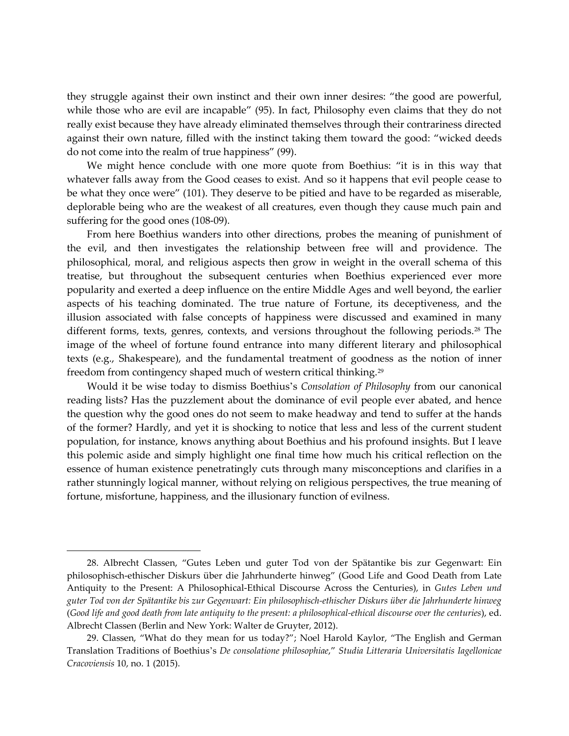they struggle against their own instinct and their own inner desires: "the good are powerful, while those who are evil are incapable" (95). In fact, Philosophy even claims that they do not really exist because they have already eliminated themselves through their contrariness directed against their own nature, filled with the instinct taking them toward the good: "wicked deeds do not come into the realm of true happiness" (99).

We might hence conclude with one more quote from Boethius: "it is in this way that whatever falls away from the Good ceases to exist. And so it happens that evil people cease to be what they once were" (101). They deserve to be pitied and have to be regarded as miserable, deplorable being who are the weakest of all creatures, even though they cause much pain and suffering for the good ones (108-09).

From here Boethius wanders into other directions, probes the meaning of punishment of the evil, and then investigates the relationship between free will and providence. The philosophical, moral, and religious aspects then grow in weight in the overall schema of this treatise, but throughout the subsequent centuries when Boethius experienced ever more popularity and exerted a deep influence on the entire Middle Ages and well beyond, the earlier aspects of his teaching dominated. The true nature of Fortune, its deceptiveness, and the illusion associated with false concepts of happiness were discussed and examined in many different forms, texts, genres, contexts, and versions throughout the following periods.[28] The image of the wheel of fortune found entrance into many different literary and philosophical texts (e.g., Shakespeare), and the fundamental treatment of goodness as the notion of inner freedom from contingency shaped much of western critical thinking.[29]

Would it be wise today to dismiss Boethius's *Consolation of Philosophy* from our canonical reading lists? Has the puzzlement about the dominance of evil people ever abated, and hence the question why the good ones do not seem to make headway and tend to suffer at the hands of the former? Hardly, and yet it is shocking to notice that less and less of the current student population, for instance, knows anything about Boethius and his profound insights. But I leave this polemic aside and simply highlight one final time how much his critical reflection on the essence of human existence penetratingly cuts through many misconceptions and clarifies in a rather stunningly logical manner, without relying on religious perspectives, the true meaning of fortune, misfortune, happiness, and the illusionary function of evilness.

---

28. Albrecht Classen, "Gutes Leben und guter Tod von der Spätantike bis zur Gegenwart: Ein philosophisch-ethischer Diskurs über die Jahrhunderte hinweg" (Good Life and Good Death from Late Antiquity to the Present: A Philosophical-Ethical Discourse Across the Centuries), in *Gutes Leben und guter Tod von der Spätantike bis zur Gegenwart: Ein philosophisch-ethischer Diskurs über die Jahrhunderte hinweg* (*Good life and good death from late antiquity to the present: a philosophical-ethical discourse over the centuries*), ed. Albrecht Classen (Berlin and New York: Walter de Gruyter, 2012).

29. Classen, "What do they mean for us today?"; Noel Harold Kaylor, "The English and German Translation Traditions of Boethius's *De consolatione philosophiae*," *Studia Litteraria Universitatis Iagellonicae Cracoviensis* 10, no. 1 (2015).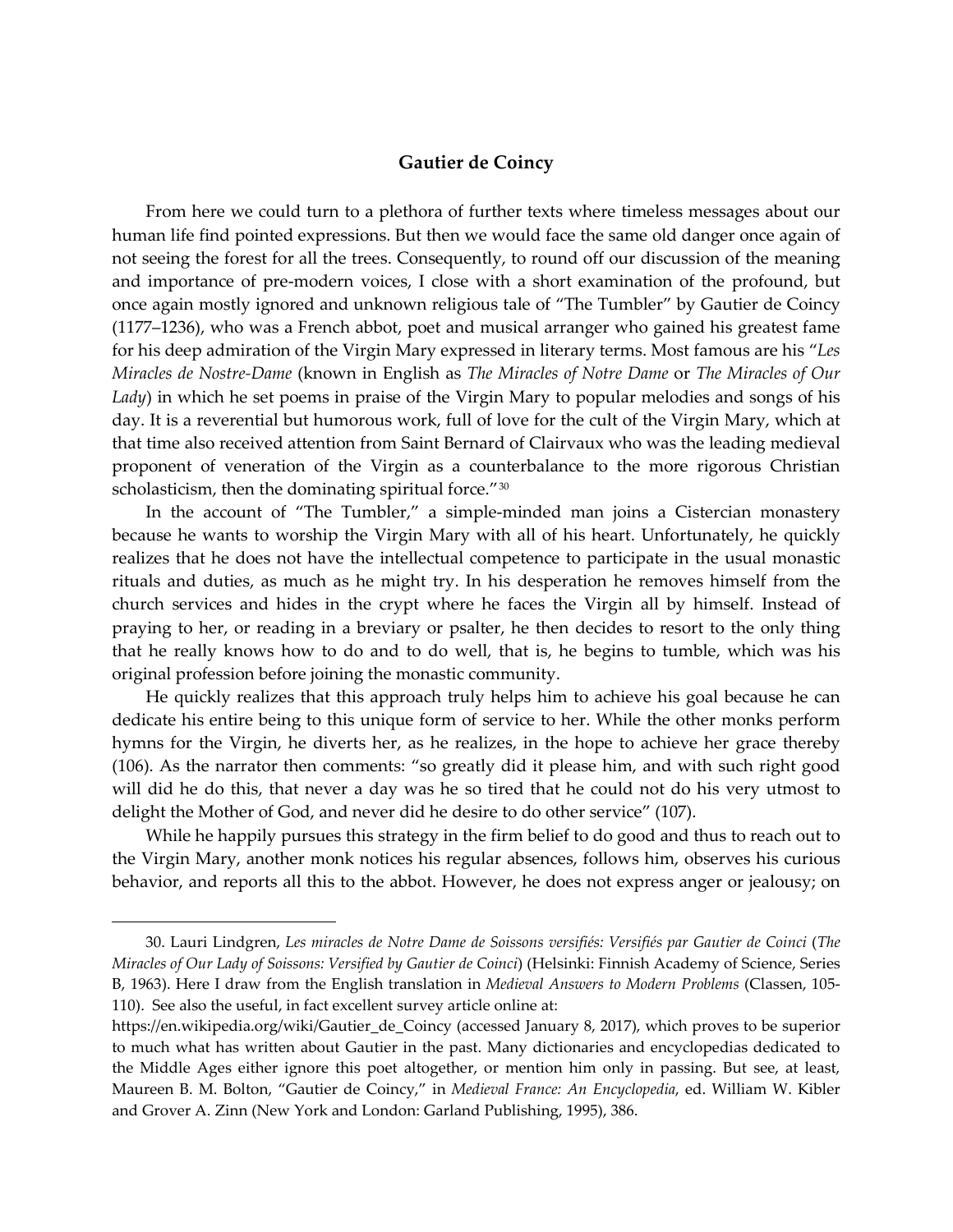## Gautier de Coincy

From here we could turn to a plethora of further texts where timeless messages about our human life find pointed expressions. But then we would face the same old danger once again of not seeing the forest for all the trees. Consequently, to round off our discussion of the meaning and importance of pre-modern voices, I close with a short examination of the profound, but once again mostly ignored and unknown religious tale of "The Tumbler" by Gautier de Coincy (1177–1236), who was a French abbot, poet and musical arranger who gained his greatest fame for his deep admiration of the Virgin Mary expressed in literary terms. Most famous are his "*Les Miracles de Nostre-Dame* (known in English as *The Miracles of Notre Dame* or *The Miracles of Our Lady*) in which he set poems in praise of the Virgin Mary to popular melodies and songs of his day. It is a reverential but humorous work, full of love for the cult of the Virgin Mary, which at that time also received attention from Saint Bernard of Clairvaux who was the leading medieval proponent of veneration of the Virgin as a counterbalance to the more rigorous Christian scholasticism, then the dominating spiritual force."[30]

In the account of "The Tumbler," a simple-minded man joins a Cistercian monastery because he wants to worship the Virgin Mary with all of his heart. Unfortunately, he quickly realizes that he does not have the intellectual competence to participate in the usual monastic rituals and duties, as much as he might try. In his desperation he removes himself from the church services and hides in the crypt where he faces the Virgin all by himself. Instead of praying to her, or reading in a breviary or psalter, he then decides to resort to the only thing that he really knows how to do and to do well, that is, he begins to tumble, which was his original profession before joining the monastic community.

He quickly realizes that this approach truly helps him to achieve his goal because he can dedicate his entire being to this unique form of service to her. While the other monks perform hymns for the Virgin, he diverts her, as he realizes, in the hope to achieve her grace thereby (106). As the narrator then comments: "so greatly did it please him, and with such right good will did he do this, that never a day was he so tired that he could not do his very utmost to delight the Mother of God, and never did he desire to do other service" (107).

While he happily pursues this strategy in the firm belief to do good and thus to reach out to the Virgin Mary, another monk notices his regular absences, follows him, observes his curious behavior, and reports all this to the abbot. However, he does not express anger or jealousy; on

---

30. Lauri Lindgren, *Les miracles de Notre Dame de Soissons versifiés: Versifiés par Gautier de Coinci* (*The Miracles of Our Lady of Soissons: Versified by Gautier de Coinci*) (Helsinki: Finnish Academy of Science, Series B, 1963). Here I draw from the English translation in *Medieval Answers to Modern Problems* (Classen, 105-110). See also the useful, in fact excellent survey article online at: https://en.wikipedia.org/wiki/Gautier_de_Coincy (accessed January 8, 2017), which proves to be superior to much what has written about Gautier in the past. Many dictionaries and encyclopedias dedicated to the Middle Ages either ignore this poet altogether, or mention him only in passing. But see, at least, Maureen B. M. Bolton, "Gautier de Coincy," in *Medieval France: An Encyclopedia*, ed. William W. Kibler and Grover A. Zinn (New York and London: Garland Publishing, 1995), 386.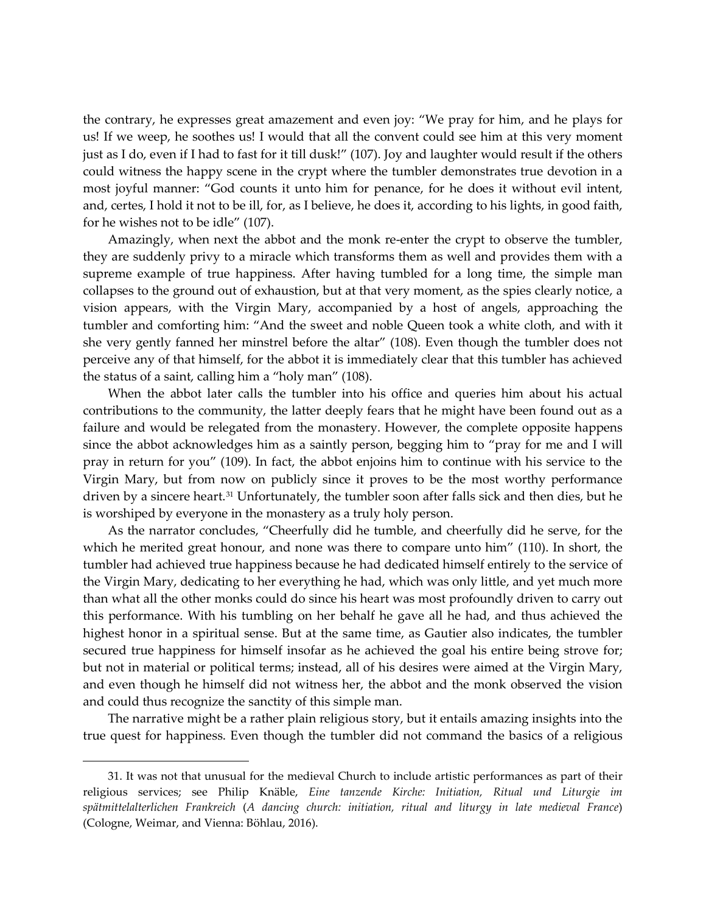the contrary, he expresses great amazement and even joy: "We pray for him, and he plays for us! If we weep, he soothes us! I would that all the convent could see him at this very moment just as I do, even if I had to fast for it till dusk!" (107). Joy and laughter would result if the others could witness the happy scene in the crypt where the tumbler demonstrates true devotion in a most joyful manner: "God counts it unto him for penance, for he does it without evil intent, and, certes, I hold it not to be ill, for, as I believe, he does it, according to his lights, in good faith, for he wishes not to be idle" (107).

Amazingly, when next the abbot and the monk re-enter the crypt to observe the tumbler, they are suddenly privy to a miracle which transforms them as well and provides them with a supreme example of true happiness. After having tumbled for a long time, the simple man collapses to the ground out of exhaustion, but at that very moment, as the spies clearly notice, a vision appears, with the Virgin Mary, accompanied by a host of angels, approaching the tumbler and comforting him: "And the sweet and noble Queen took a white cloth, and with it she very gently fanned her minstrel before the altar" (108). Even though the tumbler does not perceive any of that himself, for the abbot it is immediately clear that this tumbler has achieved the status of a saint, calling him a "holy man" (108).

When the abbot later calls the tumbler into his office and queries him about his actual contributions to the community, the latter deeply fears that he might have been found out as a failure and would be relegated from the monastery. However, the complete opposite happens since the abbot acknowledges him as a saintly person, begging him to "pray for me and I will pray in return for you" (109). In fact, the abbot enjoins him to continue with his service to the Virgin Mary, but from now on publicly since it proves to be the most worthy performance driven by a sincere heart.[31] Unfortunately, the tumbler soon after falls sick and then dies, but he is worshiped by everyone in the monastery as a truly holy person.

As the narrator concludes, "Cheerfully did he tumble, and cheerfully did he serve, for the which he merited great honour, and none was there to compare unto him" (110). In short, the tumbler had achieved true happiness because he had dedicated himself entirely to the service of the Virgin Mary, dedicating to her everything he had, which was only little, and yet much more than what all the other monks could do since his heart was most profoundly driven to carry out this performance. With his tumbling on her behalf he gave all he had, and thus achieved the highest honor in a spiritual sense. But at the same time, as Gautier also indicates, the tumbler secured true happiness for himself insofar as he achieved the goal his entire being strove for; but not in material or political terms; instead, all of his desires were aimed at the Virgin Mary, and even though he himself did not witness her, the abbot and the monk observed the vision and could thus recognize the sanctity of this simple man.

The narrative might be a rather plain religious story, but it entails amazing insights into the true quest for happiness. Even though the tumbler did not command the basics of a religious

---

31. It was not that unusual for the medieval Church to include artistic performances as part of their religious services; see Philip Knäble, *Eine tanzende Kirche: Initiation, Ritual und Liturgie im spätmittelalterlichen Frankreich* (*A dancing church: initiation, ritual and liturgy in late medieval France*) (Cologne, Weimar, and Vienna: Böhlau, 2016).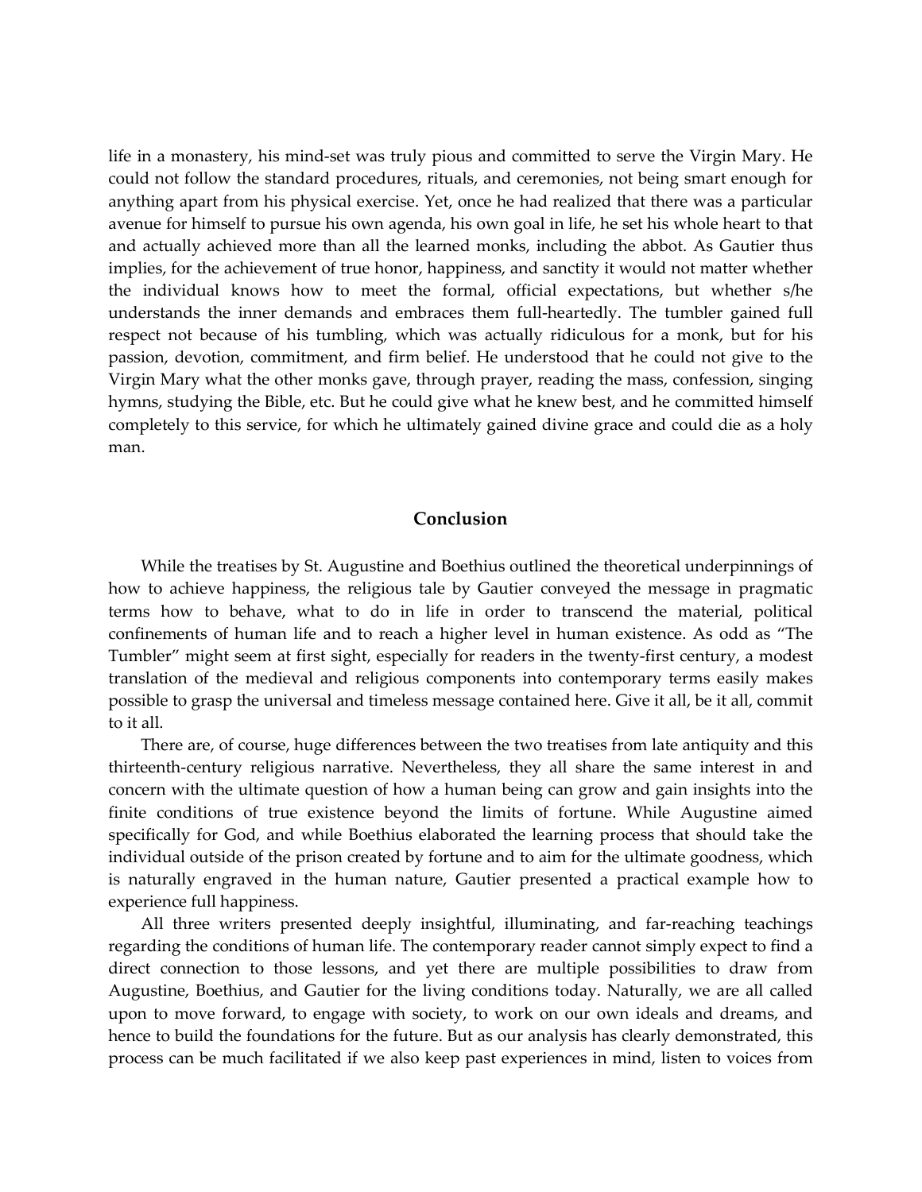life in a monastery, his mind-set was truly pious and committed to serve the Virgin Mary. He could not follow the standard procedures, rituals, and ceremonies, not being smart enough for anything apart from his physical exercise. Yet, once he had realized that there was a particular avenue for himself to pursue his own agenda, his own goal in life, he set his whole heart to that and actually achieved more than all the learned monks, including the abbot. As Gautier thus implies, for the achievement of true honor, happiness, and sanctity it would not matter whether the individual knows how to meet the formal, official expectations, but whether s/he understands the inner demands and embraces them full-heartedly. The tumbler gained full respect not because of his tumbling, which was actually ridiculous for a monk, but for his passion, devotion, commitment, and firm belief. He understood that he could not give to the Virgin Mary what the other monks gave, through prayer, reading the mass, confession, singing hymns, studying the Bible, etc. But he could give what he knew best, and he committed himself completely to this service, for which he ultimately gained divine grace and could die as a holy man.

## Conclusion

While the treatises by St. Augustine and Boethius outlined the theoretical underpinnings of how to achieve happiness, the religious tale by Gautier conveyed the message in pragmatic terms how to behave, what to do in life in order to transcend the material, political confinements of human life and to reach a higher level in human existence. As odd as "The Tumbler" might seem at first sight, especially for readers in the twenty-first century, a modest translation of the medieval and religious components into contemporary terms easily makes possible to grasp the universal and timeless message contained here. Give it all, be it all, commit to it all.

There are, of course, huge differences between the two treatises from late antiquity and this thirteenth-century religious narrative. Nevertheless, they all share the same interest in and concern with the ultimate question of how a human being can grow and gain insights into the finite conditions of true existence beyond the limits of fortune. While Augustine aimed specifically for God, and while Boethius elaborated the learning process that should take the individual outside of the prison created by fortune and to aim for the ultimate goodness, which is naturally engraved in the human nature, Gautier presented a practical example how to experience full happiness.

All three writers presented deeply insightful, illuminating, and far-reaching teachings regarding the conditions of human life. The contemporary reader cannot simply expect to find a direct connection to those lessons, and yet there are multiple possibilities to draw from Augustine, Boethius, and Gautier for the living conditions today. Naturally, we are all called upon to move forward, to engage with society, to work on our own ideals and dreams, and hence to build the foundations for the future. But as our analysis has clearly demonstrated, this process can be much facilitated if we also keep past experiences in mind, listen to voices from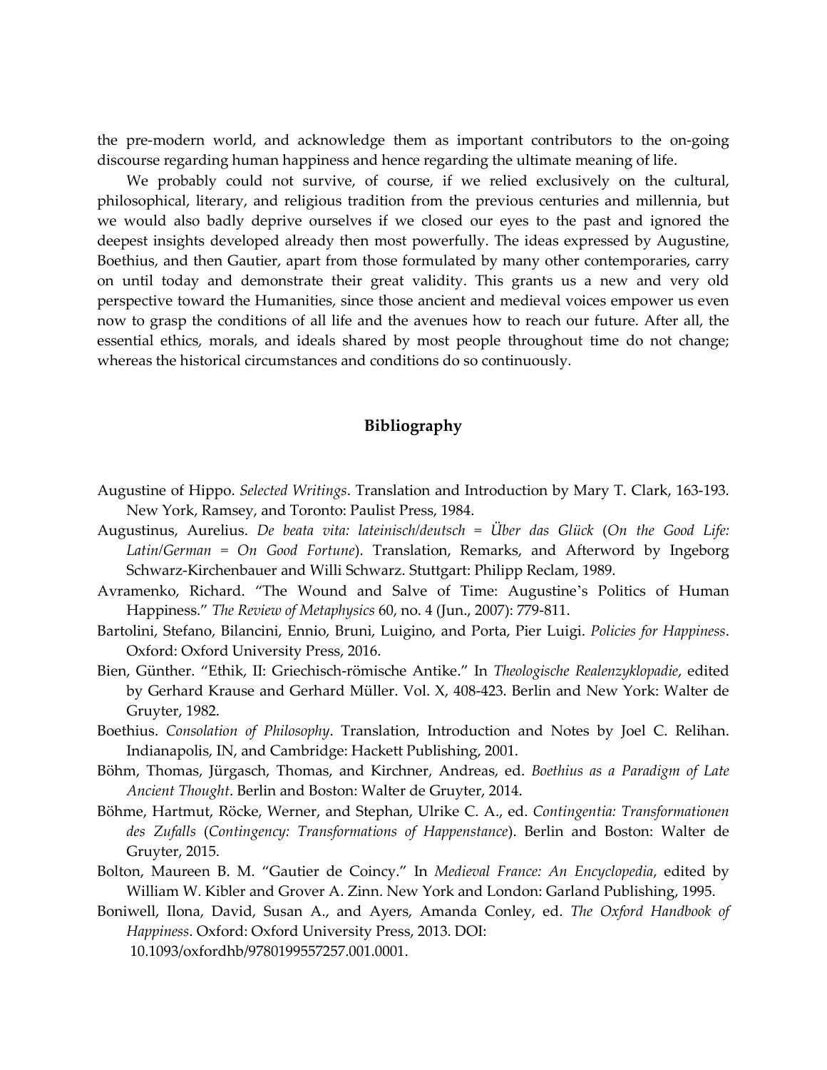the pre-modern world, and acknowledge them as important contributors to the on-going discourse regarding human happiness and hence regarding the ultimate meaning of life.

We probably could not survive, of course, if we relied exclusively on the cultural, philosophical, literary, and religious tradition from the previous centuries and millennia, but we would also badly deprive ourselves if we closed our eyes to the past and ignored the deepest insights developed already then most powerfully. The ideas expressed by Augustine, Boethius, and then Gautier, apart from those formulated by many other contemporaries, carry on until today and demonstrate their great validity. This grants us a new and very old perspective toward the Humanities, since those ancient and medieval voices empower us even now to grasp the conditions of all life and the avenues how to reach our future. After all, the essential ethics, morals, and ideals shared by most people throughout time do not change; whereas the historical circumstances and conditions do so continuously.

## Bibliography

Augustine of Hippo. *Selected Writings*. Translation and Introduction by Mary T. Clark, 163-193. New York, Ramsey, and Toronto: Paulist Press, 1984.

Augustinus, Aurelius. *De beata vita: lateinisch/deutsch = Über das Glück* (*On the Good Life: Latin/German = On Good Fortune*). Translation, Remarks, and Afterword by Ingeborg Schwarz-Kirchenbauer and Willi Schwarz. Stuttgart: Philipp Reclam, 1989.

Avramenko, Richard. "The Wound and Salve of Time: Augustine's Politics of Human Happiness." *The Review of Metaphysics* 60, no. 4 (Jun., 2007): 779-811.

Bartolini, Stefano, Bilancini, Ennio, Bruni, Luigino, and Porta, Pier Luigi. *Policies for Happiness*. Oxford: Oxford University Press, 2016.

Bien, Günther. "Ethik, II: Griechisch-römische Antike." In *Theologische Realenzyklopadie*, edited by Gerhard Krause and Gerhard Müller. Vol. X, 408-423. Berlin and New York: Walter de Gruyter, 1982.

Boethius. *Consolation of Philosophy*. Translation, Introduction and Notes by Joel C. Relihan. Indianapolis, IN, and Cambridge: Hackett Publishing, 2001.

Böhm, Thomas, Jürgasch, Thomas, and Kirchner, Andreas, ed. *Boethius as a Paradigm of Late Ancient Thought*. Berlin and Boston: Walter de Gruyter, 2014.

Böhme, Hartmut, Röcke, Werner, and Stephan, Ulrike C. A., ed. *Contingentia: Transformationen des Zufalls* (*Contingency: Transformations of Happenstance*). Berlin and Boston: Walter de Gruyter, 2015.

Bolton, Maureen B. M. "Gautier de Coincy." In *Medieval France: An Encyclopedia*, edited by William W. Kibler and Grover A. Zinn. New York and London: Garland Publishing, 1995.

Boniwell, Ilona, David, Susan A., and Ayers, Amanda Conley, ed. *The Oxford Handbook of Happiness*. Oxford: Oxford University Press, 2013. DOI: 10.1093/oxfordhb/9780199557257.001.0001.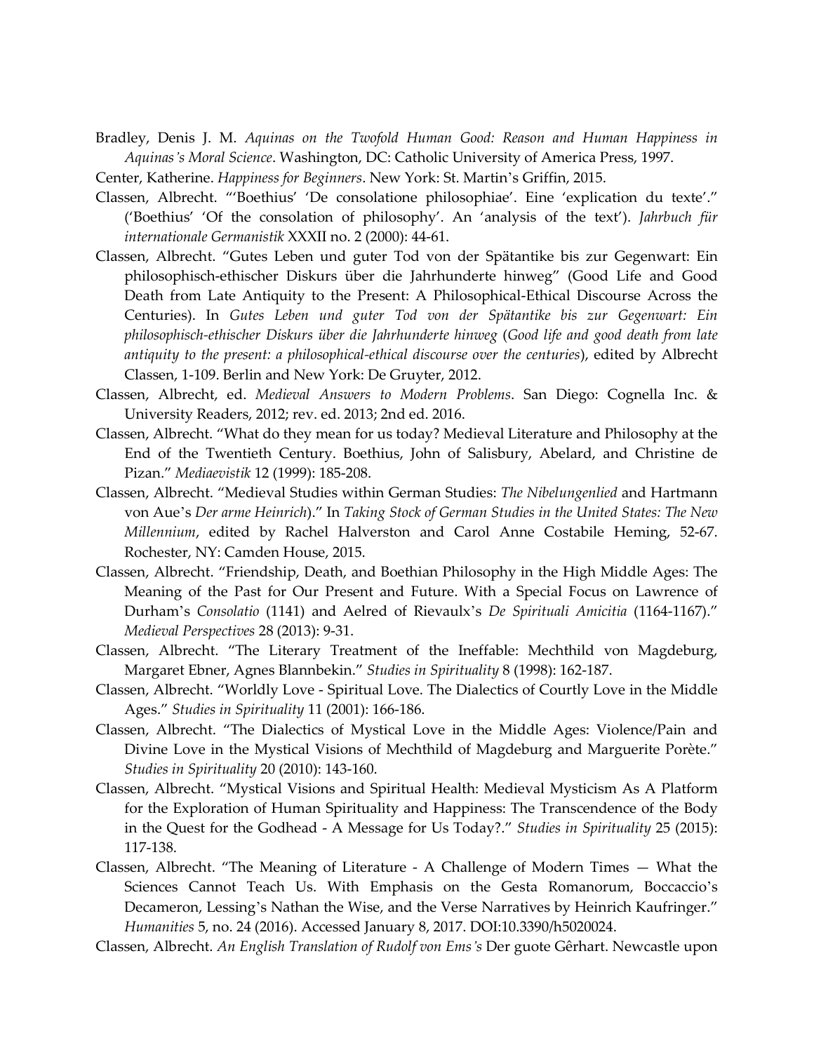Bradley, Denis J. M. *Aquinas on the Twofold Human Good: Reason and Human Happiness in Aquinas's Moral Science*. Washington, DC: Catholic University of America Press, 1997.

Center, Katherine. *Happiness for Beginners*. New York: St. Martin's Griffin, 2015.

Classen, Albrecht. "'Boethius' 'De consolatione philosophiae'. Eine 'explication du texte'." ('Boethius' 'Of the consolation of philosophy'. An 'analysis of the text'). *Jahrbuch für internationale Germanistik* XXXII no. 2 (2000): 44-61.

Classen, Albrecht. "Gutes Leben und guter Tod von der Spätantike bis zur Gegenwart: Ein philosophisch-ethischer Diskurs über die Jahrhunderte hinweg" (Good Life and Good Death from Late Antiquity to the Present: A Philosophical-Ethical Discourse Across the Centuries). In *Gutes Leben und guter Tod von der Spätantike bis zur Gegenwart: Ein philosophisch-ethischer Diskurs über die Jahrhunderte hinweg* (*Good life and good death from late antiquity to the present: a philosophical-ethical discourse over the centuries*), edited by Albrecht Classen, 1-109. Berlin and New York: De Gruyter, 2012.

Classen, Albrecht, ed. *Medieval Answers to Modern Problems*. San Diego: Cognella Inc. & University Readers, 2012; rev. ed. 2013; 2nd ed. 2016.

Classen, Albrecht. "What do they mean for us today? Medieval Literature and Philosophy at the End of the Twentieth Century. Boethius, John of Salisbury, Abelard, and Christine de Pizan." *Mediaevistik* 12 (1999): 185-208.

Classen, Albrecht. "Medieval Studies within German Studies: *The Nibelungenlied* and Hartmann von Aue's *Der arme Heinrich*)." In *Taking Stock of German Studies in the United States: The New Millennium*, edited by Rachel Halverston and Carol Anne Costabile Heming, 52-67. Rochester, NY: Camden House, 2015.

Classen, Albrecht. "Friendship, Death, and Boethian Philosophy in the High Middle Ages: The Meaning of the Past for Our Present and Future. With a Special Focus on Lawrence of Durham's *Consolatio* (1141) and Aelred of Rievaulx's *De Spirituali Amicitia* (1164-1167)." *Medieval Perspectives* 28 (2013): 9-31.

Classen, Albrecht. "The Literary Treatment of the Ineffable: Mechthild von Magdeburg, Margaret Ebner, Agnes Blannbekin." *Studies in Spirituality* 8 (1998): 162-187.

Classen, Albrecht. "Worldly Love - Spiritual Love. The Dialectics of Courtly Love in the Middle Ages." *Studies in Spirituality* 11 (2001): 166-186.

Classen, Albrecht. "The Dialectics of Mystical Love in the Middle Ages: Violence/Pain and Divine Love in the Mystical Visions of Mechthild of Magdeburg and Marguerite Porète." *Studies in Spirituality* 20 (2010): 143-160.

Classen, Albrecht. "Mystical Visions and Spiritual Health: Medieval Mysticism As A Platform for the Exploration of Human Spirituality and Happiness: The Transcendence of the Body in the Quest for the Godhead - A Message for Us Today?." *Studies in Spirituality* 25 (2015): 117-138.

Classen, Albrecht. "The Meaning of Literature - A Challenge of Modern Times — What the Sciences Cannot Teach Us. With Emphasis on the Gesta Romanorum, Boccaccio's Decameron, Lessing's Nathan the Wise, and the Verse Narratives by Heinrich Kaufringer." *Humanities* 5, no. 24 (2016). Accessed January 8, 2017. DOI:10.3390/h5020024.

Classen, Albrecht. *An English Translation of Rudolf von Ems's* Der guote Gêrhart. Newcastle upon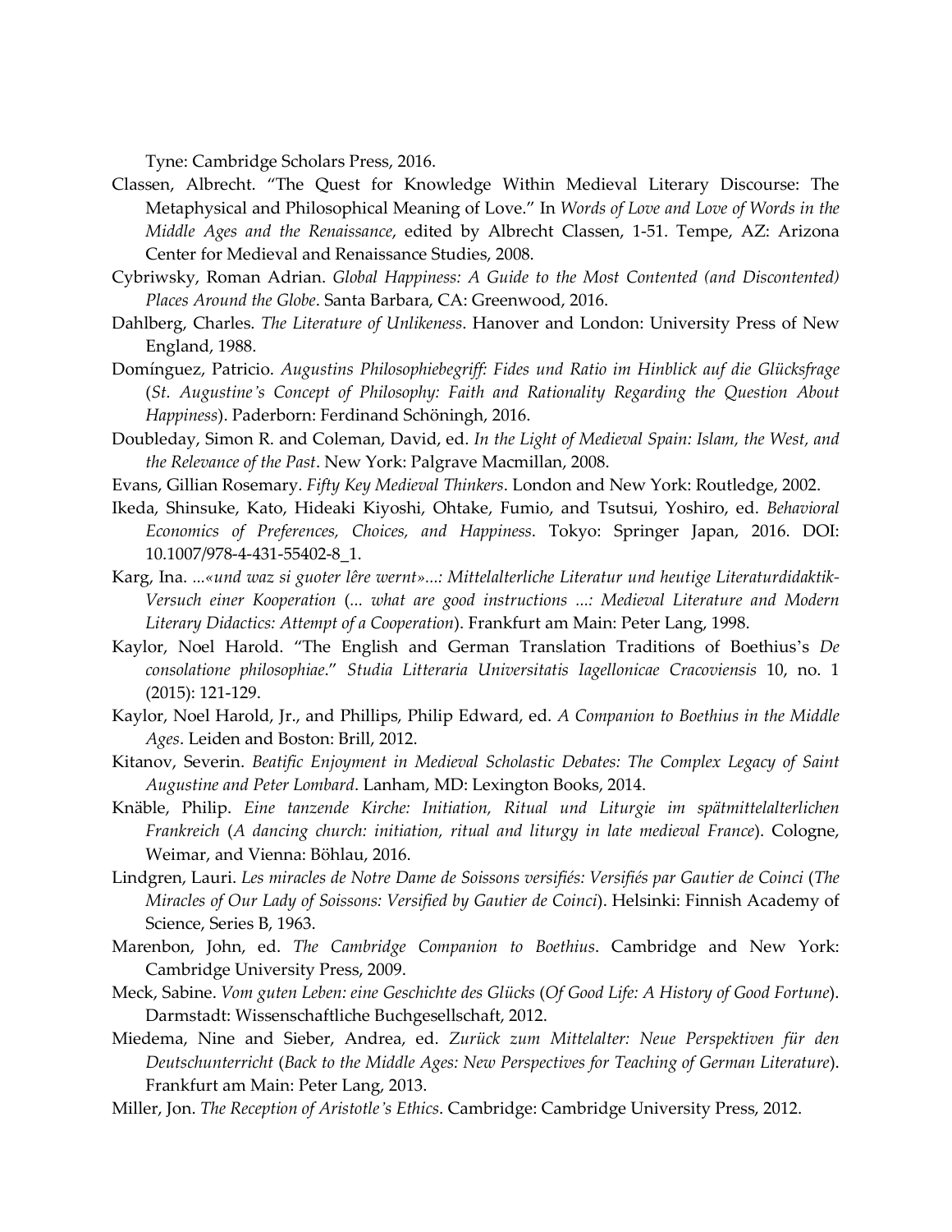Tyne: Cambridge Scholars Press, 2016.

Classen, Albrecht. "The Quest for Knowledge Within Medieval Literary Discourse: The Metaphysical and Philosophical Meaning of Love." In *Words of Love and Love of Words in the Middle Ages and the Renaissance*, edited by Albrecht Classen, 1-51. Tempe, AZ: Arizona Center for Medieval and Renaissance Studies, 2008.

Cybriwsky, Roman Adrian. *Global Happiness: A Guide to the Most Contented (and Discontented) Places Around the Globe*. Santa Barbara, CA: Greenwood, 2016.

Dahlberg, Charles. *The Literature of Unlikeness*. Hanover and London: University Press of New England, 1988.

Domínguez, Patricio. *Augustins Philosophiebegriff: Fides und Ratio im Hinblick auf die Glücksfrage* (*St. Augustine's Concept of Philosophy: Faith and Rationality Regarding the Question About Happiness*). Paderborn: Ferdinand Schöningh, 2016.

Doubleday, Simon R. and Coleman, David, ed. *In the Light of Medieval Spain: Islam, the West, and the Relevance of the Past*. New York: Palgrave Macmillan, 2008.

Evans, Gillian Rosemary. *Fifty Key Medieval Thinkers*. London and New York: Routledge, 2002.

Ikeda, Shinsuke, Kato, Hideaki Kiyoshi, Ohtake, Fumio, and Tsutsui, Yoshiro, ed. *Behavioral Economics of Preferences, Choices, and Happiness*. Tokyo: Springer Japan, 2016. DOI: 10.1007/978-4-431-55402-8_1.

Karg, Ina. *...«und waz si guoter lêre wernt»...: Mittelalterliche Literatur und heutige Literaturdidaktik-Versuch einer Kooperation* (*... what are good instructions ...: Medieval Literature and Modern Literary Didactics: Attempt of a Cooperation*). Frankfurt am Main: Peter Lang, 1998.

Kaylor, Noel Harold. "The English and German Translation Traditions of Boethius's *De consolatione philosophiae*." *Studia Litteraria Universitatis Iagellonicae Cracoviensis* 10, no. 1 (2015): 121-129.

Kaylor, Noel Harold, Jr., and Phillips, Philip Edward, ed. *A Companion to Boethius in the Middle Ages*. Leiden and Boston: Brill, 2012.

Kitanov, Severin. *Beatific Enjoyment in Medieval Scholastic Debates: The Complex Legacy of Saint Augustine and Peter Lombard*. Lanham, MD: Lexington Books, 2014.

Knäble, Philip. *Eine tanzende Kirche: Initiation, Ritual und Liturgie im spätmittelalterlichen Frankreich* (*A dancing church: initiation, ritual and liturgy in late medieval France*). Cologne, Weimar, and Vienna: Böhlau, 2016.

Lindgren, Lauri. *Les miracles de Notre Dame de Soissons versifiés: Versifiés par Gautier de Coinci* (*The Miracles of Our Lady of Soissons: Versified by Gautier de Coinci*). Helsinki: Finnish Academy of Science, Series B, 1963.

Marenbon, John, ed. *The Cambridge Companion to Boethius*. Cambridge and New York: Cambridge University Press, 2009.

Meck, Sabine. *Vom guten Leben: eine Geschichte des Glücks* (*Of Good Life: A History of Good Fortune*). Darmstadt: Wissenschaftliche Buchgesellschaft, 2012.

Miedema, Nine and Sieber, Andrea, ed. *Zurück zum Mittelalter: Neue Perspektiven für den Deutschunterricht* (*Back to the Middle Ages: New Perspectives for Teaching of German Literature*). Frankfurt am Main: Peter Lang, 2013.

Miller, Jon. *The Reception of Aristotle's Ethics*. Cambridge: Cambridge University Press, 2012.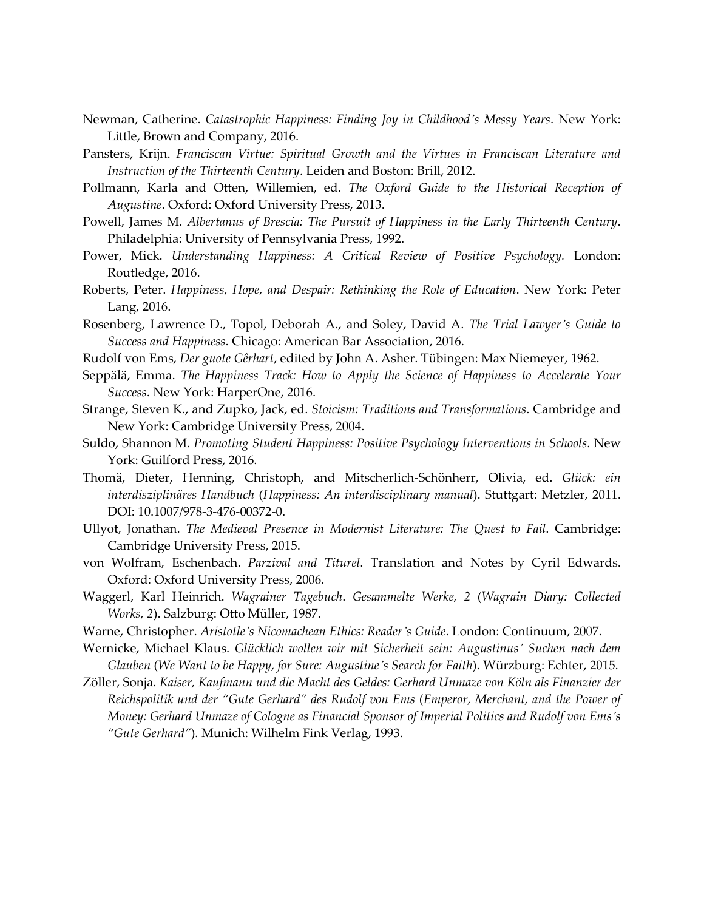Newman, Catherine. *Catastrophic Happiness: Finding Joy in Childhood's Messy Years*. New York: Little, Brown and Company, 2016.

Pansters, Krijn. *Franciscan Virtue: Spiritual Growth and the Virtues in Franciscan Literature and Instruction of the Thirteenth Century*. Leiden and Boston: Brill, 2012.

Pollmann, Karla and Otten, Willemien, ed. *The Oxford Guide to the Historical Reception of Augustine*. Oxford: Oxford University Press, 2013.

Powell, James M. *Albertanus of Brescia: The Pursuit of Happiness in the Early Thirteenth Century*. Philadelphia: University of Pennsylvania Press, 1992.

Power, Mick. *Understanding Happiness: A Critical Review of Positive Psychology.* London: Routledge, 2016.

Roberts, Peter. *Happiness, Hope, and Despair: Rethinking the Role of Education*. New York: Peter Lang, 2016.

Rosenberg, Lawrence D., Topol, Deborah A., and Soley, David A. *The Trial Lawyer's Guide to Success and Happiness*. Chicago: American Bar Association, 2016.

Rudolf von Ems, *Der guote Gêrhart*, edited by John A. Asher. Tübingen: Max Niemeyer, 1962.

Seppälä, Emma. *The Happiness Track: How to Apply the Science of Happiness to Accelerate Your Success*. New York: HarperOne, 2016.

Strange, Steven K., and Zupko, Jack, ed. *Stoicism: Traditions and Transformations*. Cambridge and New York: Cambridge University Press, 2004.

Suldo, Shannon M. *Promoting Student Happiness: Positive Psychology Interventions in Schools.* New York: Guilford Press, 2016.

Thomä, Dieter, Henning, Christoph, and Mitscherlich-Schönherr, Olivia, ed. *Glück: ein interdisziplinäres Handbuch* (*Happiness: An interdisciplinary manual*). Stuttgart: Metzler, 2011. DOI: 10.1007/978-3-476-00372-0.

Ullyot, Jonathan. *The Medieval Presence in Modernist Literature: The Quest to Fail*. Cambridge: Cambridge University Press, 2015.

von Wolfram, Eschenbach. *Parzival and Titurel*. Translation and Notes by Cyril Edwards. Oxford: Oxford University Press, 2006.

Waggerl, Karl Heinrich. *Wagrainer Tagebuch*. *Gesammelte Werke, 2* (*Wagrain Diary: Collected Works, 2*). Salzburg: Otto Müller, 1987.

Warne, Christopher. *Aristotle's Nicomachean Ethics: Reader's Guide*. London: Continuum, 2007.

Wernicke, Michael Klaus. *Glücklich wollen wir mit Sicherheit sein: Augustinus' Suchen nach dem Glauben* (*We Want to be Happy, for Sure: Augustine's Search for Faith*). Würzburg: Echter, 2015.

Zöller, Sonja. *Kaiser, Kaufmann und die Macht des Geldes: Gerhard Unmaze von Köln als Finanzier der Reichspolitik und der "Gute Gerhard" des Rudolf von Ems* (*Emperor, Merchant, and the Power of Money: Gerhard Unmaze of Cologne as Financial Sponsor of Imperial Politics and Rudolf von Ems's "Gute Gerhard"*). Munich: Wilhelm Fink Verlag, 1993.